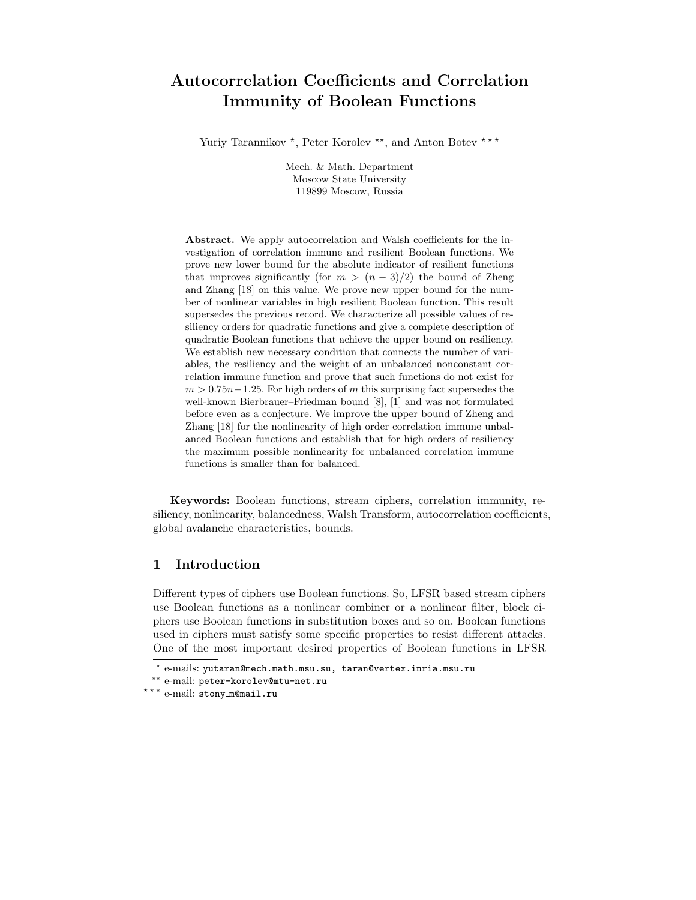# Autocorrelation Coefficients and Correlation Immunity of Boolean Functions

Yuriy Tarannikov [⋆], Peter Korolev [⋆⋆], and Anton Botev [⋆⋆⋆]

Mech. & Math. Department
Moscow State University
119899 Moscow, Russia

**Abstract.** We apply autocorrelation and Walsh coefficients for the investigation of correlation immune and resilient Boolean functions. We prove new lower bound for the absolute indicator of resilient functions that improves significantly (for $m > (n-3)/2$) the bound of Zheng and Zhang [18] on this value. We prove new upper bound for the number of nonlinear variables in high resilient Boolean function. This result supersedes the previous record. We characterize all possible values of resiliency orders for quadratic functions and give a complete description of quadratic Boolean functions that achieve the upper bound on resiliency. We establish new necessary condition that connects the number of variables, the resiliency and the weight of an unbalanced nonconstant correlation immune function and prove that such functions do not exist for $m > 0.75n - 1.25$. For high orders of $m$ this surprising fact supersedes the well-known Bierbrauer–Friedman bound [8], [1] and was not formulated before even as a conjecture. We improve the upper bound of Zheng and Zhang [18] for the nonlinearity of high order correlation immune unbalanced Boolean functions and establish that for high orders of resiliency the maximum possible nonlinearity for unbalanced correlation immune functions is smaller than for balanced.

**Keywords:** Boolean functions, stream ciphers, correlation immunity, resiliency, nonlinearity, balancedness, Walsh Transform, autocorrelation coefficients, global avalanche characteristics, bounds.

## 1 Introduction

Different types of ciphers use Boolean functions. So, LFSR based stream ciphers use Boolean functions as a nonlinear combiner or a nonlinear filter, block ciphers use Boolean functions in substitution boxes and so on. Boolean functions used in ciphers must satisfy some specific properties to resist different attacks. One of the most important desired properties of Boolean functions in LFSR

---

⋆ e-mails: yutaran@mech.math.msu.su, taran@vertex.inria.msu.ru

⋆⋆ e-mail: peter-korolev@mtu-net.ru

⋆⋆⋆ e-mail: stony_m@mail.ru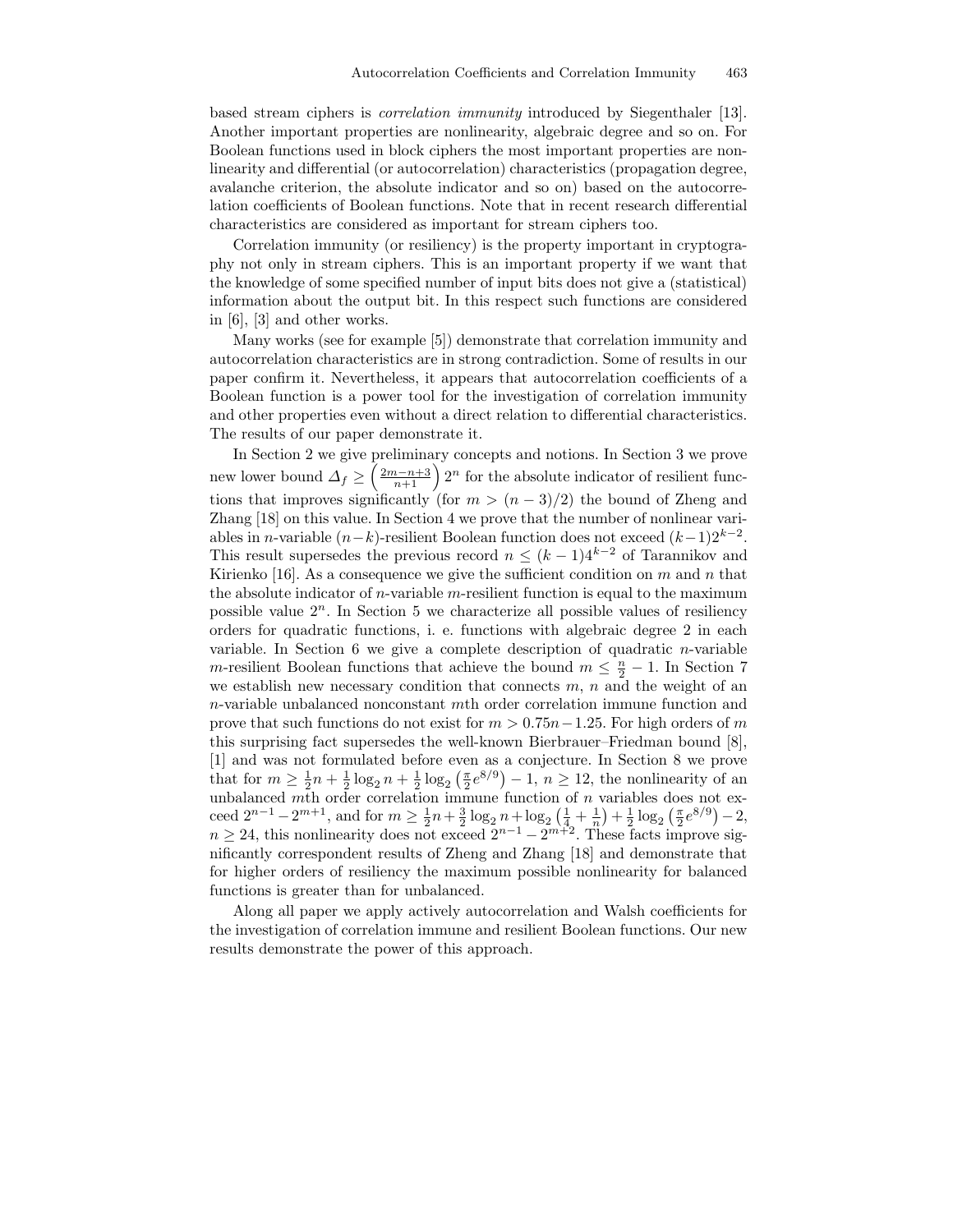based stream ciphers is *correlation immunity* introduced by Siegenthaler [13]. Another important properties are nonlinearity, algebraic degree and so on. For Boolean functions used in block ciphers the most important properties are nonlinearity and differential (or autocorrelation) characteristics (propagation degree, avalanche criterion, the absolute indicator and so on) based on the autocorrelation coefficients of Boolean functions. Note that in recent research differential characteristics are considered as important for stream ciphers too.

Correlation immunity (or resiliency) is the property important in cryptography not only in stream ciphers. This is an important property if we want that the knowledge of some specified number of input bits does not give a (statistical) information about the output bit. In this respect such functions are considered in [6], [3] and other works.

Many works (see for example [5]) demonstrate that correlation immunity and autocorrelation characteristics are in strong contradiction. Some of results in our paper confirm it. Nevertheless, it appears that autocorrelation coefficients of a Boolean function is a power tool for the investigation of correlation immunity and other properties even without a direct relation to differential characteristics. The results of our paper demonstrate it.

In Section 2 we give preliminary concepts and notions. In Section 3 we prove new lower bound $\Delta_f \geq \left(\frac{2m-n+3}{n+1}\right)2^n$ for the absolute indicator of resilient functions that improves significantly (for $m > (n-3)/2$) the bound of Zheng and Zhang [18] on this value. In Section 4 we prove that the number of nonlinear variables in $n$-variable $(n-k)$-resilient Boolean function does not exceed $(k-1)2^{k-2}$. This result supersedes the previous record $n \leq (k-1)4^{k-2}$ of Tarannikov and Kirienko [16]. As a consequence we give the sufficient condition on $m$ and $n$ that the absolute indicator of $n$-variable $m$-resilient function is equal to the maximum possible value $2^n$. In Section 5 we characterize all possible values of resiliency orders for quadratic functions, i. e. functions with algebraic degree 2 in each variable. In Section 6 we give a complete description of quadratic $n$-variable $m$-resilient Boolean functions that achieve the bound $m \leq \frac{n}{2} - 1$. In Section 7 we establish new necessary condition that connects $m$, $n$ and the weight of an $n$-variable unbalanced nonconstant $m$th order correlation immune function and prove that such functions do not exist for $m > 0.75n - 1.25$. For high orders of $m$ this surprising fact supersedes the well-known Bierbrauer–Friedman bound [8], [1] and was not formulated before even as a conjecture. In Section 8 we prove that for $m \geq \frac{1}{2}n + \frac{1}{2}\log_2 n + \frac{1}{2}\log_2\left(\frac{\pi}{2}e^{8/9}\right) - 1$, $n \geq 12$, the nonlinearity of an unbalanced $m$th order correlation immune function of $n$ variables does not exceed $2^{n-1} - 2^{m+1}$, and for $m \geq \frac{1}{2}n + \frac{3}{2}\log_2 n + \log_2\left(\frac{1}{4} + \frac{1}{n}\right) + \frac{1}{2}\log_2\left(\frac{\pi}{2}e^{8/9}\right) - 2$, $n \geq 24$, this nonlinearity does not exceed $2^{n-1} - 2^{m+2}$. These facts improve significantly correspondent results of Zheng and Zhang [18] and demonstrate that for higher orders of resiliency the maximum possible nonlinearity for balanced functions is greater than for unbalanced.

Along all paper we apply actively autocorrelation and Walsh coefficients for the investigation of correlation immune and resilient Boolean functions. Our new results demonstrate the power of this approach.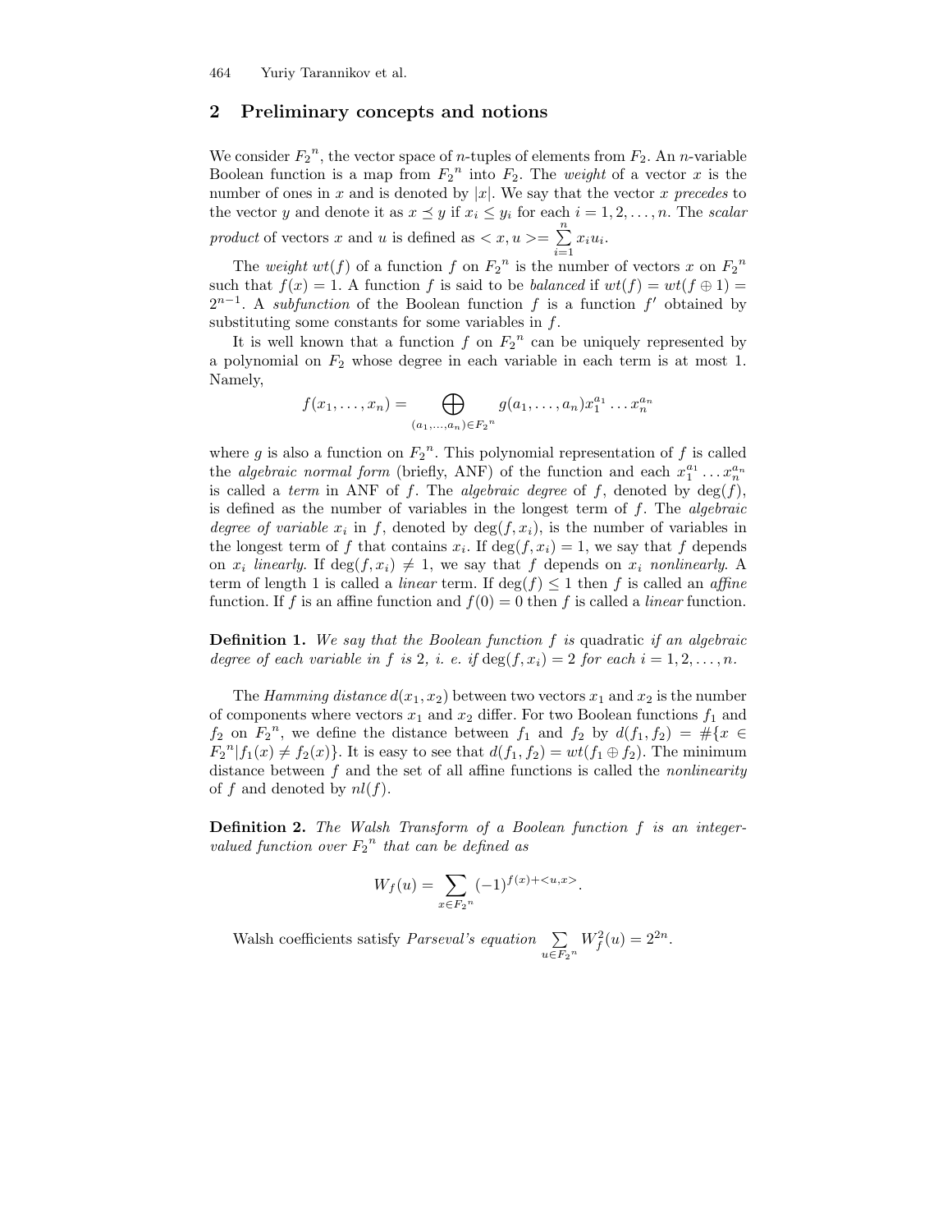## 2 Preliminary concepts and notions

We consider ${F_2}^n$, the vector space of $n$-tuples of elements from $F_2$. An $n$-variable Boolean function is a map from ${F_2}^n$ into $F_2$. The *weight* of a vector $x$ is the number of ones in $x$ and is denoted by $|x|$. We say that the vector $x$ *precedes* to the vector $y$ and denote it as $x \preceq y$ if $x_i \leq y_i$ for each $i = 1, 2, \ldots, n$. The *scalar product* of vectors $x$ and $u$ is defined as $< x, u >= \sum_{i=1}^{n} x_i u_i$.

The *weight* $wt(f)$ of a function $f$ on ${F_2}^n$ is the number of vectors $x$ on ${F_2}^n$ such that $f(x) = 1$. A function $f$ is said to be *balanced* if $wt(f) = wt(f \oplus 1) = 2^{n-1}$. A *subfunction* of the Boolean function $f$ is a function $f'$ obtained by substituting some constants for some variables in $f$.

It is well known that a function $f$ on ${F_2}^n$ can be uniquely represented by a polynomial on $F_2$ whose degree in each variable in each term is at most 1. Namely,

$$f(x_1, \ldots, x_n) = \bigoplus_{(a_1, \ldots, a_n) \in {F_2}^n} g(a_1, \ldots, a_n) x_1^{a_1} \ldots x_n^{a_n}$$

where $g$ is also a function on ${F_2}^n$. This polynomial representation of $f$ is called the *algebraic normal form* (briefly, ANF) of the function and each $x_1^{a_1} \ldots x_n^{a_n}$ is called a *term* in ANF of $f$. The *algebraic degree* of $f$, denoted by $\deg(f)$, is defined as the number of variables in the longest term of $f$. The *algebraic degree of variable* $x_i$ in $f$, denoted by $\deg(f, x_i)$, is the number of variables in the longest term of $f$ that contains $x_i$. If $\deg(f, x_i) = 1$, we say that $f$ depends on $x_i$ *linearly*. If $\deg(f, x_i) \neq 1$, we say that $f$ depends on $x_i$ *nonlinearly*. A term of length 1 is called a *linear* term. If $\deg(f) \leq 1$ then $f$ is called an *affine* function. If $f$ is an affine function and $f(0) = 0$ then $f$ is called a *linear* function.

**Definition 1.** *We say that the Boolean function $f$ is* quadratic *if an algebraic degree of each variable in $f$ is 2, i. e. if $\deg(f, x_i) = 2$ for each $i = 1, 2, \ldots, n$.*

The *Hamming distance* $d(x_1, x_2)$ between two vectors $x_1$ and $x_2$ is the number of components where vectors $x_1$ and $x_2$ differ. For two Boolean functions $f_1$ and $f_2$ on ${F_2}^n$, we define the distance between $f_1$ and $f_2$ by $d(f_1, f_2) = \#\{x \in {F_2}^n | f_1(x) \neq f_2(x)\}$. It is easy to see that $d(f_1, f_2) = wt(f_1 \oplus f_2)$. The minimum distance between $f$ and the set of all affine functions is called the *nonlinearity* of $f$ and denoted by $nl(f)$.

**Definition 2.** *The Walsh Transform of a Boolean function $f$ is an integer-valued function over ${F_2}^n$ that can be defined as*

$$W_f(u) = \sum_{x \in {F_2}^n} (-1)^{f(x) + <u,x>}.$$

Walsh coefficients satisfy *Parseval's equation* $\sum_{u \in {F_2}^n} W_f^2(u) = 2^{2n}$.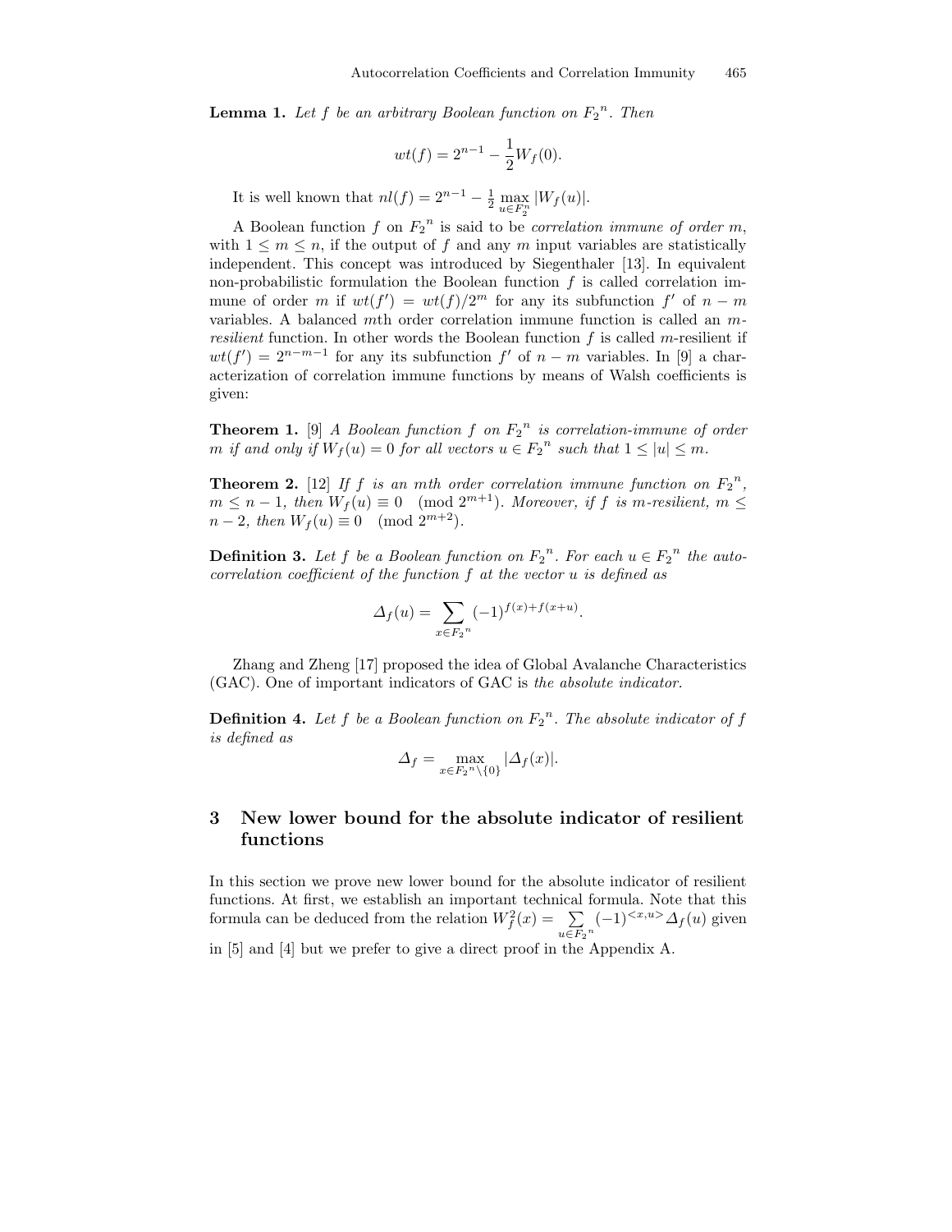**Lemma 1.** *Let $f$ be an arbitrary Boolean function on ${F_2}^n$. Then*

$$wt(f) = 2^{n-1} - \frac{1}{2} W_f(0).$$

It is well known that $nl(f) = 2^{n-1} - \frac{1}{2} \max_{u \in F_2^n} |W_f(u)|$.

A Boolean function $f$ on ${F_2}^n$ is said to be *correlation immune of order m*, with $1 \leq m \leq n$, if the output of $f$ and any $m$ input variables are statistically independent. This concept was introduced by Siegenthaler [13]. In equivalent non-probabilistic formulation the Boolean function $f$ is called correlation immune of order $m$ if $wt(f') = wt(f)/2^m$ for any its subfunction $f'$ of $n - m$ variables. A balanced $m$th order correlation immune function is called an *m-resilient* function. In other words the Boolean function $f$ is called $m$-resilient if $wt(f') = 2^{n-m-1}$ for any its subfunction $f'$ of $n - m$ variables. In [9] a characterization of correlation immune functions by means of Walsh coefficients is given:

**Theorem 1.** [9] *A Boolean function $f$ on ${F_2}^n$ is correlation-immune of order $m$ if and only if $W_f(u) = 0$ for all vectors $u \in {F_2}^n$ such that $1 \leq |u| \leq m$.*

**Theorem 2.** [12] *If $f$ is an $m$th order correlation immune function on ${F_2}^n$, $m \leq n-1$, then $W_f(u) \equiv 0 \pmod{2^{m+1}}$. Moreover, if $f$ is $m$-resilient, $m \leq n-2$, then $W_f(u) \equiv 0 \pmod{2^{m+2}}$.*

**Definition 3.** *Let $f$ be a Boolean function on ${F_2}^n$. For each $u \in {F_2}^n$ the autocorrelation coefficient of the function $f$ at the vector $u$ is defined as*

$$\Delta_f(u) = \sum_{x \in {F_2}^n} (-1)^{f(x)+f(x+u)}.$$

Zhang and Zheng [17] proposed the idea of Global Avalanche Characteristics (GAC). One of important indicators of GAC is *the absolute indicator*.

**Definition 4.** *Let $f$ be a Boolean function on ${F_2}^n$. The absolute indicator of $f$ is defined as*

$$\Delta_f = \max_{x \in {F_2}^n \setminus \{0\}} |\Delta_f(x)|.$$

## 3 New lower bound for the absolute indicator of resilient functions

In this section we prove new lower bound for the absolute indicator of resilient functions. At first, we establish an important technical formula. Note that this formula can be deduced from the relation $W_f^2(x) = \sum_{u \in {F_2}^n} (-1)^{<x,u>} \Delta_f(u)$ given in [5] and [4] but we prefer to give a direct proof in the Appendix A.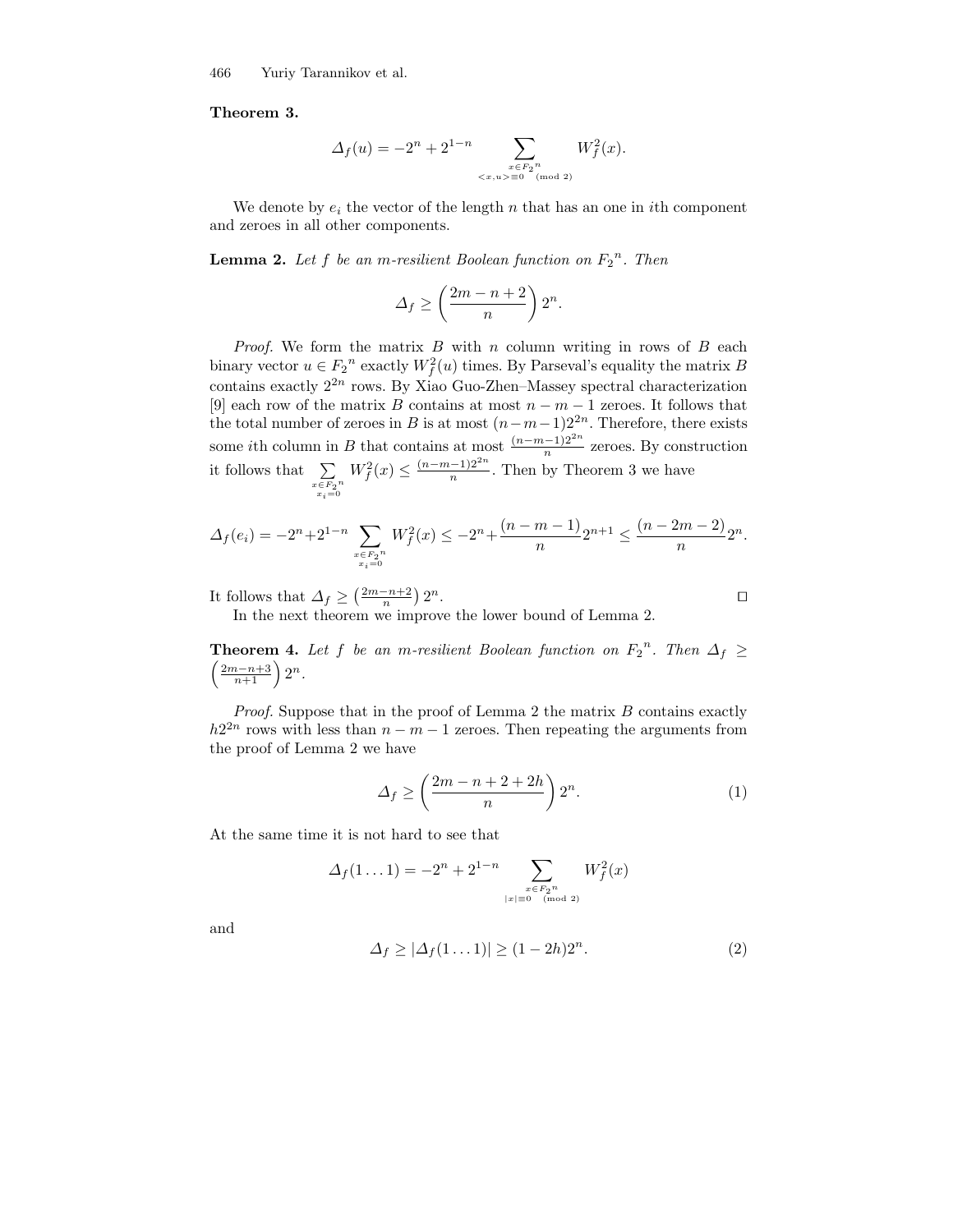**Theorem 3.**

$$\Delta_f(u) = -2^n + 2^{1-n} \sum_{\substack{x \in F_2{}^n \\ <x,u> \equiv 0 \pmod 2}} W_f^2(x).$$

We denote by $e_i$ the vector of the length $n$ that has an one in $i$th component and zeroes in all other components.

**Lemma 2.** *Let $f$ be an $m$-resilient Boolean function on ${F_2}^n$. Then*

$$\Delta_f \geq \left(\frac{2m - n + 2}{n}\right) 2^n.$$

*Proof.* We form the matrix $B$ with $n$ column writing in rows of $B$ each binary vector $u \in {F_2}^n$ exactly $W_f^2(u)$ times. By Parseval's equality the matrix $B$ contains exactly $2^{2n}$ rows. By Xiao Guo-Zhen–Massey spectral characterization [9] each row of the matrix $B$ contains at most $n - m - 1$ zeroes. It follows that the total number of zeroes in $B$ is at most $(n-m-1)2^{2n}$. Therefore, there exists some $i$th column in $B$ that contains at most $\frac{(n-m-1)2^{2n}}{n}$ zeroes. By construction it follows that $\sum_{\substack{x \in F_2{}^n \\ x_i = 0}} W_f^2(x) \leq \frac{(n-m-1)2^{2n}}{n}$. Then by Theorem 3 we have

$$\Delta_f(e_i) = -2^n + 2^{1-n} \sum_{\substack{x \in F_2{}^n \\ x_i = 0}} W_f^2(x) \leq -2^n + \frac{(n-m-1)}{n} 2^{n+1} \leq \frac{(n-2m-2)}{n} 2^n.$$

It follows that $\Delta_f \geq \left(\frac{2m-n+2}{n}\right) 2^n$. $\square$

In the next theorem we improve the lower bound of Lemma 2.

**Theorem 4.** *Let $f$ be an $m$-resilient Boolean function on ${F_2}^n$. Then $\Delta_f \geq \left(\frac{2m-n+3}{n+1}\right) 2^n$.*

*Proof.* Suppose that in the proof of Lemma 2 the matrix $B$ contains exactly $h2^{2n}$ rows with less than $n - m - 1$ zeroes. Then repeating the arguments from the proof of Lemma 2 we have

$$\Delta_f \geq \left(\frac{2m - n + 2 + 2h}{n}\right) 2^n. \tag{1}$$

At the same time it is not hard to see that

$$\Delta_f(1 \dots 1) = -2^n + 2^{1-n} \sum_{\substack{x \in F_2{}^n \\ |x| \equiv 0 \pmod 2}} W_f^2(x)$$

and

$$\Delta_f \geq |\Delta_f(1 \dots 1)| \geq (1 - 2h) 2^n. \tag{2}$$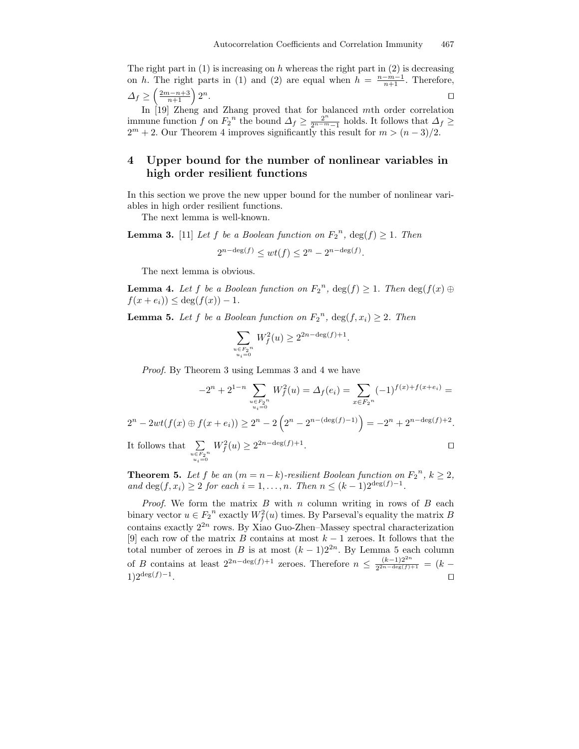The right part in (1) is increasing on $h$ whereas the right part in (2) is decreasing on $h$. The right parts in (1) and (2) are equal when $h = \frac{n-m-1}{n+1}$. Therefore, $\Delta_f \geq \left(\frac{2m-n+3}{n+1}\right) 2^n$. □

In [19] Zheng and Zhang proved that for balanced $m$th order correlation immune function $f$ on ${F_2}^n$ the bound $\Delta_f \geq \frac{2^n}{2^{n-m}-1}$ holds. It follows that $\Delta_f \geq 2^m + 2$. Our Theorem 4 improves significantly this result for $m > (n-3)/2$.

## 4 Upper bound for the number of nonlinear variables in high order resilient functions

In this section we prove the new upper bound for the number of nonlinear variables in high order resilient functions.

The next lemma is well-known.

**Lemma 3.** [11] *Let $f$ be a Boolean function on ${F_2}^n$, $\deg(f) \geq 1$. Then*

$$2^{n-\deg(f)} \leq wt(f) \leq 2^n - 2^{n-\deg(f)}.$$

The next lemma is obvious.

**Lemma 4.** *Let $f$ be a Boolean function on ${F_2}^n$, $\deg(f) \geq 1$. Then $\deg(f(x) \oplus f(x+e_i)) \leq \deg(f(x)) - 1$.*

**Lemma 5.** *Let $f$ be a Boolean function on ${F_2}^n$, $\deg(f, x_i) \geq 2$. Then*

$$\sum_{\substack{u \in {F_2}^n \\ u_i = 0}} W_f^2(u) \geq 2^{2n-\deg(f)+1}.$$

*Proof.* By Theorem 3 using Lemmas 3 and 4 we have

$$-2^n + 2^{1-n} \sum_{\substack{u \in {F_2}^n \\ u_i = 0}} W_f^2(u) = \Delta_f(e_i) = \sum_{x \in {F_2}^n} (-1)^{f(x)+f(x+e_i)} =$$

$$2^n - 2wt(f(x) \oplus f(x+e_i)) \geq 2^n - 2\left(2^n - 2^{n-(\deg(f)-1)}\right) = -2^n + 2^{n-\deg(f)+2}.$$

It follows that $\sum_{\substack{u \in {F_2}^n \\ u_i = 0}} W_f^2(u) \geq 2^{2n-\deg(f)+1}$. □

**Theorem 5.** *Let $f$ be an $(m = n-k)$-resilient Boolean function on ${F_2}^n$, $k \geq 2$, and $\deg(f, x_i) \geq 2$ for each $i = 1, \ldots, n$. Then $n \leq (k-1)2^{\deg(f)-1}$.*

*Proof.* We form the matrix $B$ with $n$ column writing in rows of $B$ each binary vector $u \in {F_2}^n$ exactly $W_f^2(u)$ times. By Parseval's equality the matrix $B$ contains exactly $2^{2n}$ rows. By Xiao Guo-Zhen–Massey spectral characterization [9] each row of the matrix $B$ contains at most $k-1$ zeroes. It follows that the total number of zeroes in $B$ is at most $(k-1)2^{2n}$. By Lemma 5 each column of $B$ contains at least $2^{2n-\deg(f)+1}$ zeroes. Therefore $n \leq \frac{(k-1)2^{2n}}{2^{2n-\deg(f)+1}} = (k-1)2^{\deg(f)-1}$. □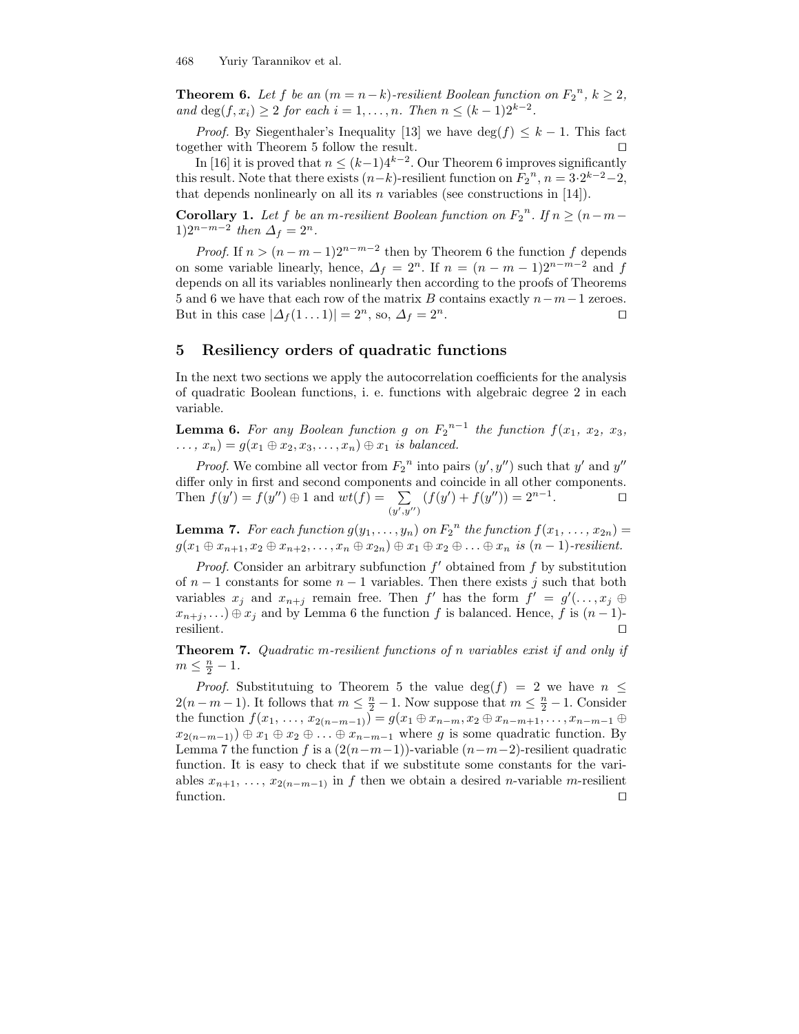**Theorem 6.** *Let $f$ be an $(m = n-k)$-resilient Boolean function on ${F_2}^n$, $k \geq 2$, and $\deg(f, x_i) \geq 2$ for each $i = 1, \ldots, n$. Then $n \leq (k-1)2^{k-2}$.*

*Proof.* By Siegenthaler's Inequality [13] we have $\deg(f) \leq k-1$. This fact together with Theorem 5 follow the result. □

In [16] it is proved that $n \leq (k-1)4^{k-2}$. Our Theorem 6 improves significantly this result. Note that there exists $(n-k)$-resilient function on ${F_2}^n$, $n = 3 \cdot 2^{k-2} - 2$, that depends nonlinearly on all its $n$ variables (see constructions in [14]).

**Corollary 1.** *Let $f$ be an $m$-resilient Boolean function on ${F_2}^n$. If $n \geq (n-m-1)2^{n-m-2}$ then $\Delta_f = 2^n$.*

*Proof.* If $n > (n-m-1)2^{n-m-2}$ then by Theorem 6 the function $f$ depends on some variable linearly, hence, $\Delta_f = 2^n$. If $n = (n-m-1)2^{n-m-2}$ and $f$ depends on all its variables nonlinearly then according to the proofs of Theorems 5 and 6 we have that each row of the matrix $B$ contains exactly $n-m-1$ zeroes. But in this case $|\Delta_f(1 \ldots 1)| = 2^n$, so, $\Delta_f = 2^n$. □

## 5 Resiliency orders of quadratic functions

In the next two sections we apply the autocorrelation coefficients for the analysis of quadratic Boolean functions, i. e. functions with algebraic degree 2 in each variable.

**Lemma 6.** *For any Boolean function $g$ on ${F_2}^{n-1}$ the function $f(x_1, x_2, x_3, \ldots, x_n) = g(x_1 \oplus x_2, x_3, \ldots, x_n) \oplus x_1$ is balanced.*

*Proof.* We combine all vector from ${F_2}^n$ into pairs $(y', y'')$ such that $y'$ and $y''$ differ only in first and second components and coincide in all other components. Then $f(y') = f(y'') \oplus 1$ and $wt(f) = \sum\limits_{(y',y'')} (f(y') + f(y'')) = 2^{n-1}$. □

**Lemma 7.** *For each function $g(y_1, \ldots, y_n)$ on ${F_2}^n$ the function $f(x_1, \ldots, x_{2n}) = g(x_1 \oplus x_{n+1}, x_2 \oplus x_{n+2}, \ldots, x_n \oplus x_{2n}) \oplus x_1 \oplus x_2 \oplus \ldots \oplus x_n$ is $(n-1)$-resilient.*

*Proof.* Consider an arbitrary subfunction $f'$ obtained from $f$ by substitution of $n-1$ constants for some $n-1$ variables. Then there exists $j$ such that both variables $x_j$ and $x_{n+j}$ remain free. Then $f'$ has the form $f' = g'(\ldots, x_j \oplus x_{n+j}, \ldots) \oplus x_j$ and by Lemma 6 the function $f$ is balanced. Hence, $f$ is $(n-1)$-resilient. □

**Theorem 7.** *Quadratic $m$-resilient functions of $n$ variables exist if and only if $m \leq \frac{n}{2} - 1$.*

*Proof.* Substitutuing to Theorem 5 the value $\deg(f) = 2$ we have $n \leq 2(n-m-1)$. It follows that $m \leq \frac{n}{2} - 1$. Now suppose that $m \leq \frac{n}{2} - 1$. Consider the function $f(x_1, \ldots, x_{2(n-m-1)}) = g(x_1 \oplus x_{n-m}, x_2 \oplus x_{n-m+1}, \ldots, x_{n-m-1} \oplus x_{2(n-m-1)}) \oplus x_1 \oplus x_2 \oplus \ldots \oplus x_{n-m-1}$ where $g$ is some quadratic function. By Lemma 7 the function $f$ is a $(2(n-m-1))$-variable $(n-m-2)$-resilient quadratic function. It is easy to check that if we substitute some constants for the variables $x_{n+1}, \ldots, x_{2(n-m-1)}$ in $f$ then we obtain a desired $n$-variable $m$-resilient function. □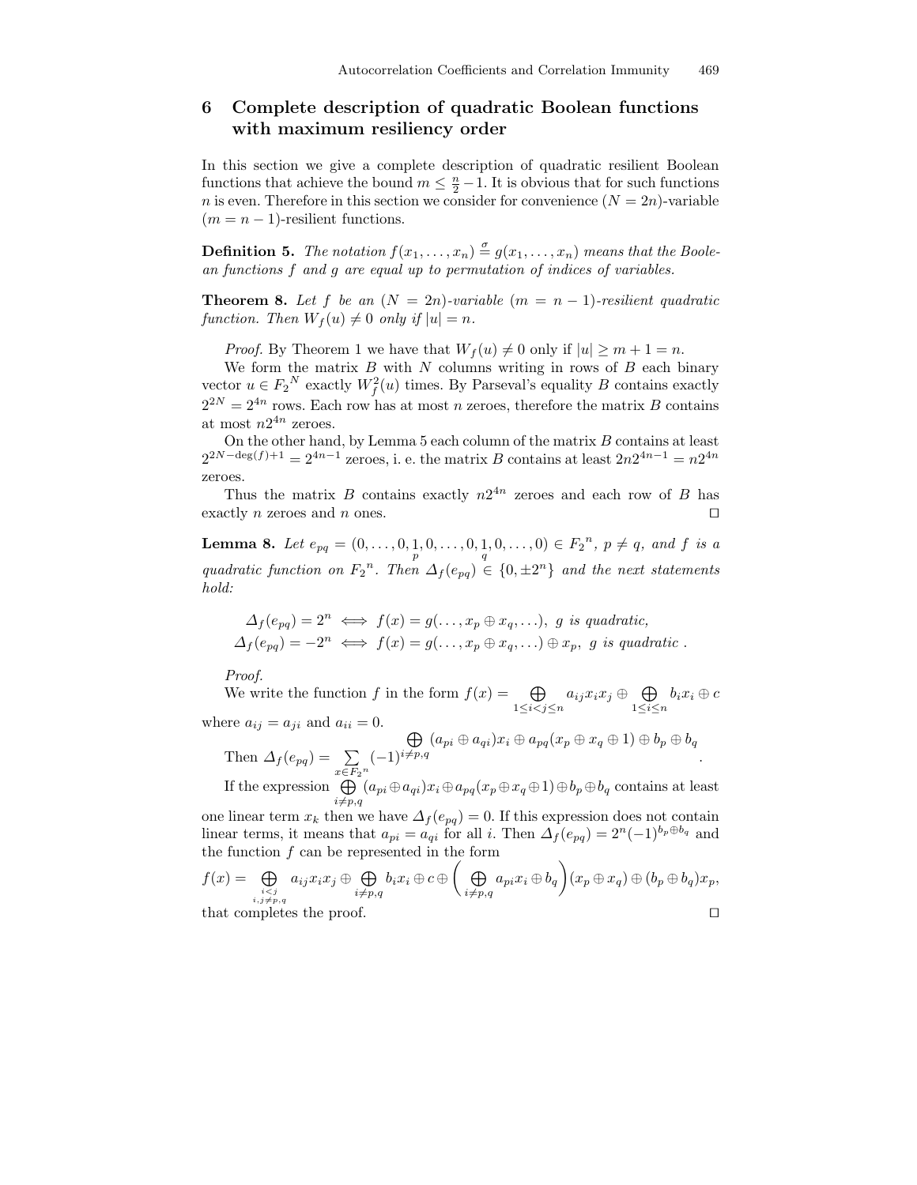## 6 Complete description of quadratic Boolean functions with maximum resiliency order

In this section we give a complete description of quadratic resilient Boolean functions that achieve the bound $m \leq \frac{n}{2} - 1$. It is obvious that for such functions $n$ is even. Therefore in this section we consider for convenience $(N = 2n)$-variable $(m = n - 1)$-resilient functions.

**Definition 5.** *The notation $f(x_1, \ldots, x_n) \stackrel{\sigma}{=} g(x_1, \ldots, x_n)$ means that the Boolean functions $f$ and $g$ are equal up to permutation of indices of variables.*

**Theorem 8.** *Let $f$ be an $(N = 2n)$-variable $(m = n - 1)$-resilient quadratic function. Then $W_f(u) \neq 0$ only if $|u| = n$.*

*Proof.* By Theorem 1 we have that $W_f(u) \neq 0$ only if $|u| \geq m + 1 = n$.

We form the matrix $B$ with $N$ columns writing in rows of $B$ each binary vector $u \in {F_2}^N$ exactly $W_f^2(u)$ times. By Parseval's equality $B$ contains exactly $2^{2N} = 2^{4n}$ rows. Each row has at most $n$ zeroes, therefore the matrix $B$ contains at most $n2^{4n}$ zeroes.

On the other hand, by Lemma 5 each column of the matrix $B$ contains at least $2^{2N - \deg(f) + 1} = 2^{4n-1}$ zeroes, i. e. the matrix $B$ contains at least $2n2^{4n-1} = n2^{4n}$ zeroes.

Thus the matrix $B$ contains exactly $n2^{4n}$ zeroes and each row of $B$ has exactly $n$ zeroes and $n$ ones. ◻

**Lemma 8.** *Let $e_{pq} = (0, \ldots, 0, \underset{p}{1}, 0, \ldots, 0, \underset{q}{1}, 0, \ldots, 0) \in {F_2}^n$, $p \neq q$, and $f$ is a quadratic function on ${F_2}^n$. Then $\Delta_f(e_{pq}) \in \{0, \pm 2^n\}$ and the next statements hold:*

$$\Delta_f(e_{pq}) = 2^n \iff f(x) = g(\ldots, x_p \oplus x_q, \ldots),\ g \text{ is quadratic},$$
$$\Delta_f(e_{pq}) = -2^n \iff f(x) = g(\ldots, x_p \oplus x_q, \ldots) \oplus x_p,\ g \text{ is quadratic}.$$

*Proof.*
We write the function $f$ in the form $f(x) = \bigoplus\limits_{1 \leq i < j \leq n} a_{ij} x_i x_j \oplus \bigoplus\limits_{1 \leq i \leq n} b_i x_i \oplus c$ where $a_{ij} = a_{ji}$ and $a_{ii} = 0$.

Then $\Delta_f(e_{pq}) = \sum\limits_{x \in {F_2}^n} (-1)^{\bigoplus\limits_{i \neq p,q} (a_{pi} \oplus a_{qi}) x_i \oplus a_{pq}(x_p \oplus x_q \oplus 1) \oplus b_p \oplus b_q}$.

If the expression $\bigoplus\limits_{i \neq p,q} (a_{pi} \oplus a_{qi}) x_i \oplus a_{pq}(x_p \oplus x_q \oplus 1) \oplus b_p \oplus b_q$ contains at least one linear term $x_k$ then we have $\Delta_f(e_{pq}) = 0$. If this expression does not contain linear terms, it means that $a_{pi} = a_{qi}$ for all $i$. Then $\Delta_f(e_{pq}) = 2^n (-1)^{b_p \oplus b_q}$ and the function $f$ can be represented in the form

$$f(x) = \bigoplus_{\substack{i<j \\ i,j \neq p,q}} a_{ij} x_i x_j \oplus \bigoplus_{i \neq p,q} b_i x_i \oplus c \oplus \left( \bigoplus_{i \neq p,q} a_{pi} x_i \oplus b_q \right) (x_p \oplus x_q) \oplus (b_p \oplus b_q) x_p,$$

that completes the proof. ◻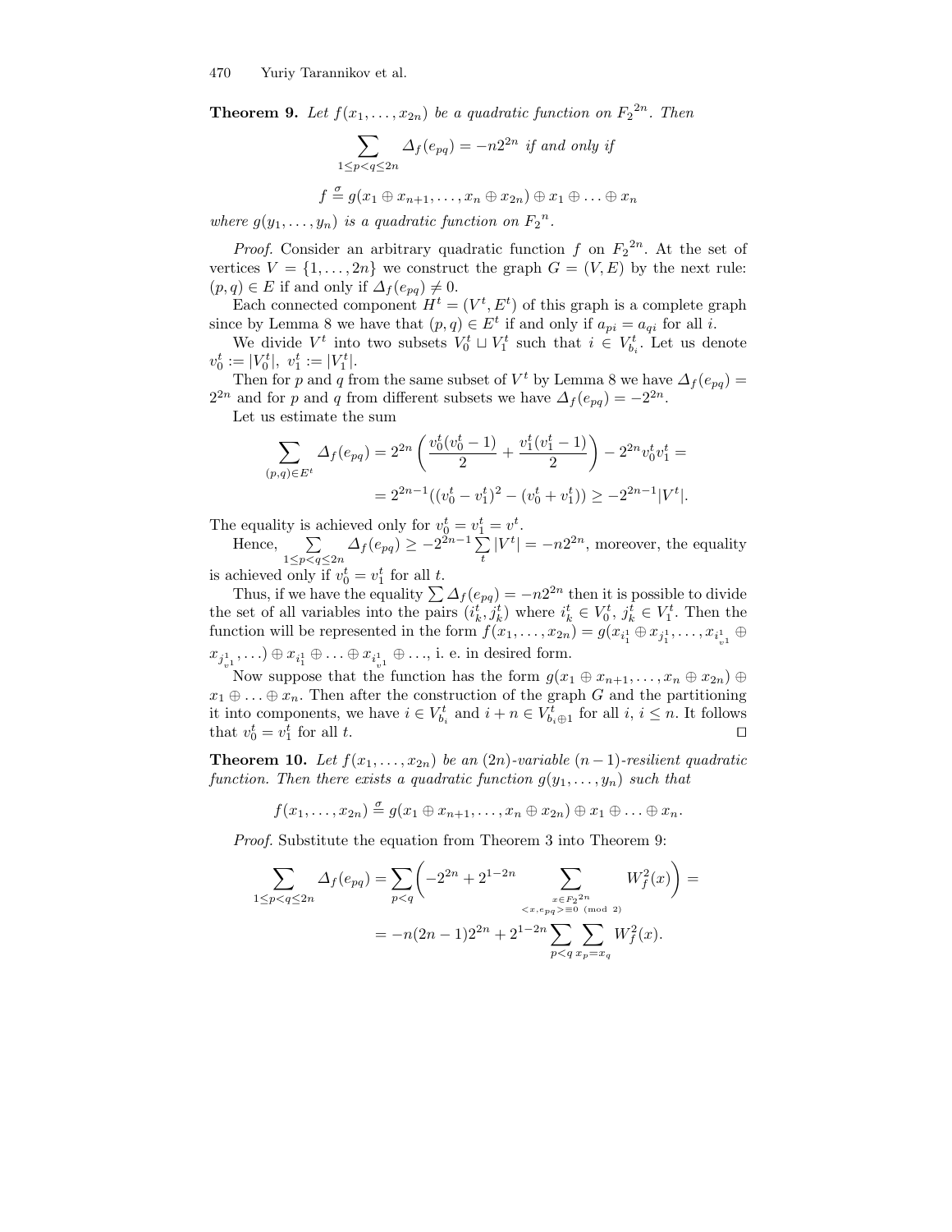**Theorem 9.** *Let $f(x_1,\dots,x_{2n})$ be a quadratic function on ${F_2}^{2n}$. Then*

$$\sum_{1\le p<q\le 2n} \Delta_f(e_{pq}) = -n2^{2n} \text{ if and only if}$$

$$f \stackrel{\sigma}{=} g(x_1\oplus x_{n+1},\dots,x_n\oplus x_{2n})\oplus x_1\oplus\dots\oplus x_n$$

*where $g(y_1,\dots,y_n)$ is a quadratic function on ${F_2}^n$.*

*Proof.* Consider an arbitrary quadratic function $f$ on ${F_2}^{2n}$. At the set of vertices $V=\{1,\dots,2n\}$ we construct the graph $G=(V,E)$ by the next rule: $(p,q)\in E$ if and only if $\Delta_f(e_{pq})\ne 0$.

Each connected component $H^t=(V^t,E^t)$ of this graph is a complete graph since by Lemma 8 we have that $(p,q)\in E^t$ if and only if $a_{pi}=a_{qi}$ for all $i$.

We divide $V^t$ into two subsets $V_0^t\sqcup V_1^t$ such that $i\in V_{b_i}^t$. Let us denote $v_0^t:=|V_0^t|,\ v_1^t:=|V_1^t|$.

Then for $p$ and $q$ from the same subset of $V^t$ by Lemma 8 we have $\Delta_f(e_{pq})=2^{2n}$ and for $p$ and $q$ from different subsets we have $\Delta_f(e_{pq})=-2^{2n}$.

Let us estimate the sum

$$\sum_{(p,q)\in E^t}\Delta_f(e_{pq}) = 2^{2n}\left(\frac{v_0^t(v_0^t-1)}{2}+\frac{v_1^t(v_1^t-1)}{2}\right)-2^{2n}v_0^tv_1^t =$$

$$=2^{2n-1}((v_0^t-v_1^t)^2-(v_0^t+v_1^t))\ge -2^{2n-1}|V^t|.$$

The equality is achieved only for $v_0^t=v_1^t=v^t$.

Hence, $\sum\limits_{1\le p<q\le 2n}\Delta_f(e_{pq})\ge -2^{2n-1}\sum\limits_t |V^t| = -n2^{2n}$, moreover, the equality is achieved only if $v_0^t=v_1^t$ for all $t$.

Thus, if we have the equality $\sum\Delta_f(e_{pq})=-n2^{2n}$ then it is possible to divide the set of all variables into the pairs $(i_k^t,j_k^t)$ where $i_k^t\in V_0^t$, $j_k^t\in V_1^t$. Then the function will be represented in the form $f(x_1,\dots,x_{2n})=g(x_{i_1^1}\oplus x_{j_1^1},\dots,x_{i_{v^1}^1}\oplus x_{j_{v^1}^1},\dots)\oplus x_{i_1^1}\oplus\dots\oplus x_{i_{v^1}^1}\oplus\dots$, i. e. in desired form.

Now suppose that the function has the form $g(x_1\oplus x_{n+1},\dots,x_n\oplus x_{2n})\oplus x_1\oplus\dots\oplus x_n$. Then after the construction of the graph $G$ and the partitioning it into components, we have $i\in V_{b_i}^t$ and $i+n\in V_{b_i\oplus 1}^t$ for all $i$, $i\le n$. It follows that $v_0^t=v_1^t$ for all $t$. □

**Theorem 10.** *Let $f(x_1,\dots,x_{2n})$ be an $(2n)$-variable $(n-1)$-resilient quadratic function. Then there exists a quadratic function $g(y_1,\dots,y_n)$ such that*

$$f(x_1,\dots,x_{2n})\stackrel{\sigma}{=} g(x_1\oplus x_{n+1},\dots,x_n\oplus x_{2n})\oplus x_1\oplus\dots\oplus x_n.$$

*Proof.* Substitute the equation from Theorem 3 into Theorem 9:

$$\sum_{1\le p<q\le 2n}\Delta_f(e_{pq}) = \sum_{p<q}\left(-2^{2n}+2^{1-2n}\sum_{\substack{x\in {F_2}^{2n}\\ <x,e_{pq}>\equiv 0\pmod 2}} W_f^2(x)\right)=$$

$$=-n(2n-1)2^{2n}+2^{1-2n}\sum_{p<q}\sum_{x_p=x_q}W_f^2(x).$$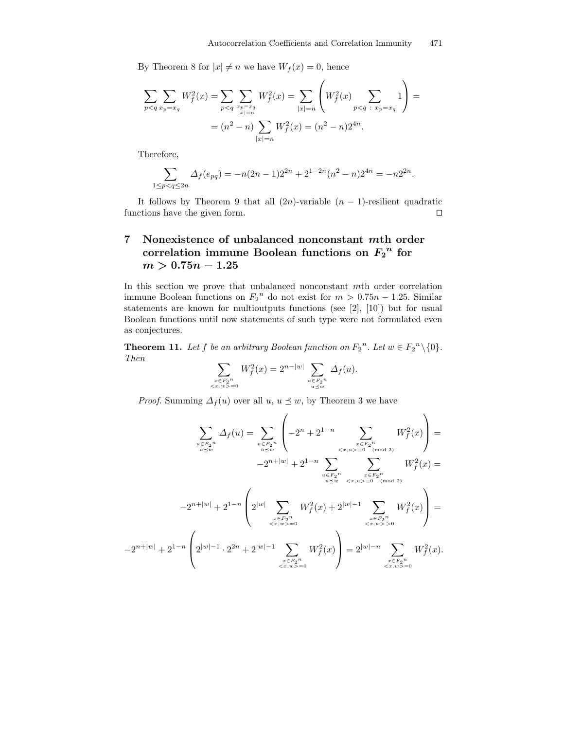By Theorem 8 for $|x| \neq n$ we have $W_f(x) = 0$, hence

$$\sum_{p<q} \sum_{x_p = x_q} W_f^2(x) = \sum_{p<q} \sum_{\substack{x_p = x_q \\ |x|=n}} W_f^2(x) = \sum_{|x|=n} \left( W_f^2(x) \sum_{p<q \ : \ x_p = x_q} 1 \right) =$$

$$= (n^2 - n) \sum_{|x|=n} W_f^2(x) = (n^2 - n) 2^{4n}.$$

Therefore,

$$\sum_{1 \leq p < q \leq 2n} \Delta_f(e_{pq}) = -n(2n-1)2^{2n} + 2^{1-2n}(n^2 - n)2^{4n} = -n2^{2n}.$$

It follows by Theorem 9 that all $(2n)$-variable $(n-1)$-resilient quadratic functions have the given form. $\square$

## 7 Nonexistence of unbalanced nonconstant $m$th order correlation immune Boolean functions on ${F_2}^n$ for $m > 0.75n - 1.25$

In this section we prove that unbalanced nonconstant $m$th order correlation immune Boolean functions on ${F_2}^n$ do not exist for $m > 0.75n - 1.25$. Similar statements are known for multioutputs functions (see [2], [10]) but for usual Boolean functions until now statements of such type were not formulated even as conjectures.

**Theorem 11.** *Let $f$ be an arbitrary Boolean function on ${F_2}^n$. Let $w \in {F_2}^n \backslash \{0\}$. Then*

$$\sum_{\substack{x \in {F_2}^n \\ <x,w>=0}} W_f^2(x) = 2^{n-|w|} \sum_{\substack{u \in {F_2}^n \\ u \preceq w}} \Delta_f(u).$$

*Proof.* Summing $\Delta_f(u)$ over all $u$, $u \preceq w$, by Theorem 3 we have

$$\sum_{\substack{u \in {F_2}^n \\ u \preceq w}} \Delta_f(u) = \sum_{\substack{u \in {F_2}^n \\ u \preceq w}} \left( -2^n + 2^{1-n} \sum_{\substack{x \in {F_2}^n \\ <x,u> \equiv 0 \pmod 2}} W_f^2(x) \right) =$$

$$-2^{n+|w|} + 2^{1-n} \sum_{\substack{u \in {F_2}^n \\ u \preceq w}} \sum_{\substack{x \in {F_2}^n \\ <x,u> \equiv 0 \pmod 2}} W_f^2(x) =$$

$$-2^{n+|w|} + 2^{1-n} \left( 2^{|w|} \sum_{\substack{x \in {F_2}^n \\ <x,w>=0}} W_f^2(x) + 2^{|w|-1} \sum_{\substack{x \in {F_2}^n \\ <x,w>>0}} W_f^2(x) \right) =$$

$$-2^{n+|w|} + 2^{1-n} \left( 2^{|w|-1} \cdot 2^{2n} + 2^{|w|-1} \sum_{\substack{x \in {F_2}^n \\ <x,w>=0}} W_f^2(x) \right) = 2^{|w|-n} \sum_{\substack{x \in {F_2}^n \\ <x,w>=0}} W_f^2(x).$$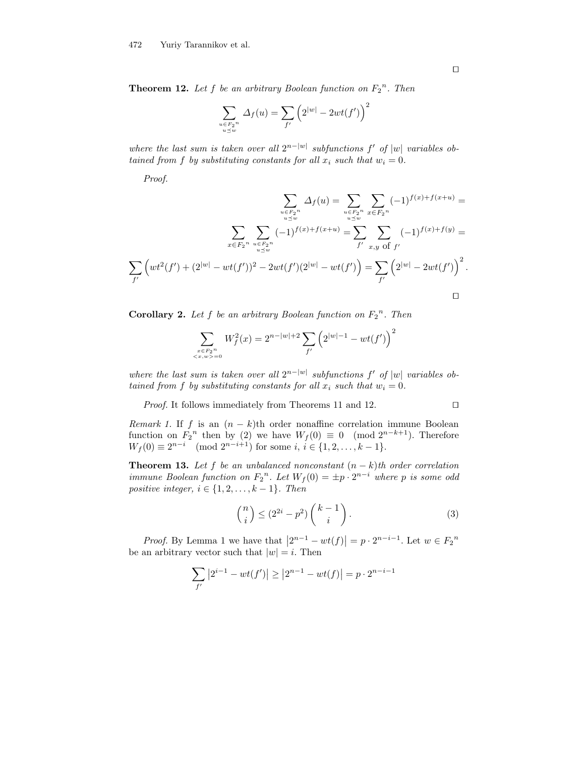□

**Theorem 12.** *Let $f$ be an arbitrary Boolean function on ${F_2}^n$. Then*

$$\sum_{\substack{u\in {F_2}^n\\ u\preceq w}} \Delta_f(u) = \sum_{f'} \left(2^{|w|} - 2wt(f')\right)^2$$

*where the last sum is taken over all $2^{n-|w|}$ subfunctions $f'$ of $|w|$ variables obtained from $f$ by substituting constants for all $x_i$ such that $w_i = 0$.*

*Proof.*

$$\sum_{\substack{u\in {F_2}^n\\ u\preceq w}} \Delta_f(u) = \sum_{\substack{u\in {F_2}^n\\ u\preceq w}} \sum_{x\in {F_2}^n} (-1)^{f(x)+f(x+u)} =$$

$$\sum_{x\in {F_2}^n} \sum_{\substack{u\in {F_2}^n\\ u\preceq w}} (-1)^{f(x)+f(x+u)} = \sum_{f'} \sum_{x,y \text{ of } f'} (-1)^{f(x)+f(y)} =$$

$$\sum_{f'} \left(wt^2(f') + (2^{|w|} - wt(f'))^2 - 2wt(f')(2^{|w|} - wt(f'))\right) = \sum_{f'} \left(2^{|w|} - 2wt(f')\right)^2.$$

□

**Corollary 2.** *Let $f$ be an arbitrary Boolean function on ${F_2}^n$. Then*

$$\sum_{\substack{x\in {F_2}^n\\ <x,w>=0}} W_f^2(x) = 2^{n-|w|+2} \sum_{f'} \left(2^{|w|-1} - wt(f')\right)^2$$

*where the last sum is taken over all $2^{n-|w|}$ subfunctions $f'$ of $|w|$ variables obtained from $f$ by substituting constants for all $x_i$ such that $w_i = 0$.*

*Proof.* It follows immediately from Theorems 11 and 12. □

*Remark 1.* If $f$ is an $(n-k)$th order nonaffine correlation immune Boolean function on ${F_2}^n$ then by (2) we have $W_f(0) \equiv 0 \pmod{2^{n-k+1}}$. Therefore $W_f(0) \equiv 2^{n-i} \pmod{2^{n-i+1}}$ for some $i$, $i \in \{1, 2, \ldots, k-1\}$.

**Theorem 13.** *Let $f$ be an unbalanced nonconstant $(n-k)$th order correlation immune Boolean function on ${F_2}^n$. Let $W_f(0) = \pm p \cdot 2^{n-i}$ where $p$ is some odd positive integer, $i \in \{1, 2, \ldots, k-1\}$. Then*

$$\binom{n}{i} \leq (2^{2i} - p^2)\binom{k-1}{i}. \tag{3}$$

*Proof.* By Lemma 1 we have that $\left|2^{n-1} - wt(f)\right| = p \cdot 2^{n-i-1}$. Let $w \in {F_2}^n$ be an arbitrary vector such that $|w| = i$. Then

$$\sum_{f'} \left|2^{i-1} - wt(f')\right| \geq \left|2^{n-1} - wt(f)\right| = p \cdot 2^{n-i-1}$$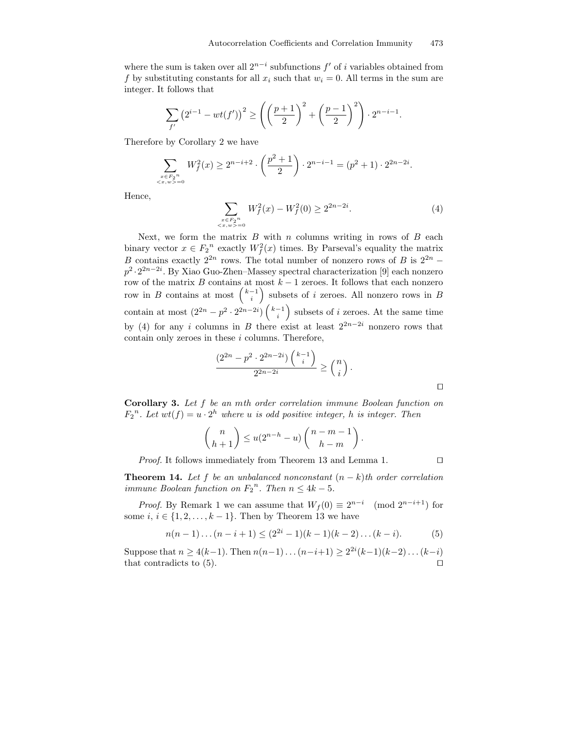where the sum is taken over all $2^{n-i}$ subfunctions $f'$ of $i$ variables obtained from $f$ by substituting constants for all $x_i$ such that $w_i = 0$. All terms in the sum are integer. It follows that

$$\sum_{f'} \left(2^{i-1} - wt(f')\right)^2 \geq \left( \left(\frac{p+1}{2}\right)^2 + \left(\frac{p-1}{2}\right)^2 \right) \cdot 2^{n-i-1}.$$

Therefore by Corollary 2 we have

$$\sum_{\substack{x \in F_2{}^n \\ <x,w>=0}} W_f^2(x) \geq 2^{n-i+2} \cdot \left(\frac{p^2+1}{2}\right) \cdot 2^{n-i-1} = (p^2+1) \cdot 2^{2n-2i}.$$

Hence,

$$\sum_{\substack{x \in F_2{}^n \\ <x,w>=0}} W_f^2(x) - W_f^2(0) \geq 2^{2n-2i}. \tag{4}$$

Next, we form the matrix $B$ with $n$ columns writing in rows of $B$ each binary vector $x \in F_2{}^n$ exactly $W_f^2(x)$ times. By Parseval's equality the matrix $B$ contains exactly $2^{2n}$ rows. The total number of nonzero rows of $B$ is $2^{2n} - p^2 \cdot 2^{2n-2i}$. By Xiao Guo-Zhen–Massey spectral characterization [9] each nonzero row of the matrix $B$ contains at most $k-1$ zeroes. It follows that each nonzero row in $B$ contains at most $\binom{k-1}{i}$ subsets of $i$ zeroes. All nonzero rows in $B$ contain at most $(2^{2n} - p^2 \cdot 2^{2n-2i})\binom{k-1}{i}$ subsets of $i$ zeroes. At the same time by (4) for any $i$ columns in $B$ there exist at least $2^{2n-2i}$ nonzero rows that contain only zeroes in these $i$ columns. Therefore,

$$\frac{(2^{2n} - p^2 \cdot 2^{2n-2i})\binom{k-1}{i}}{2^{2n-2i}} \geq \binom{n}{i}.$$

$\square$

**Corollary 3.** *Let $f$ be an $m$th order correlation immune Boolean function on $F_2{}^n$. Let $wt(f) = u \cdot 2^h$ where $u$ is odd positive integer, $h$ is integer. Then*

$$\binom{n}{h+1} \leq u(2^{n-h} - u)\binom{n-m-1}{h-m}.$$

*Proof.* It follows immediately from Theorem 13 and Lemma 1. $\square$

**Theorem 14.** *Let $f$ be an unbalanced nonconstant $(n-k)$th order correlation immune Boolean function on $F_2{}^n$. Then $n \leq 4k-5$.*

*Proof.* By Remark 1 we can assume that $W_f(0) \equiv 2^{n-i} \pmod{2^{n-i+1}}$ for some $i$, $i \in \{1, 2, \ldots, k-1\}$. Then by Theorem 13 we have

$$n(n-1)\ldots(n-i+1) \leq (2^{2i}-1)(k-1)(k-2)\ldots(k-i). \tag{5}$$

Suppose that $n \geq 4(k-1)$. Then $n(n-1)\ldots(n-i+1) \geq 2^{2i}(k-1)(k-2)\ldots(k-i)$ that contradicts to (5). $\square$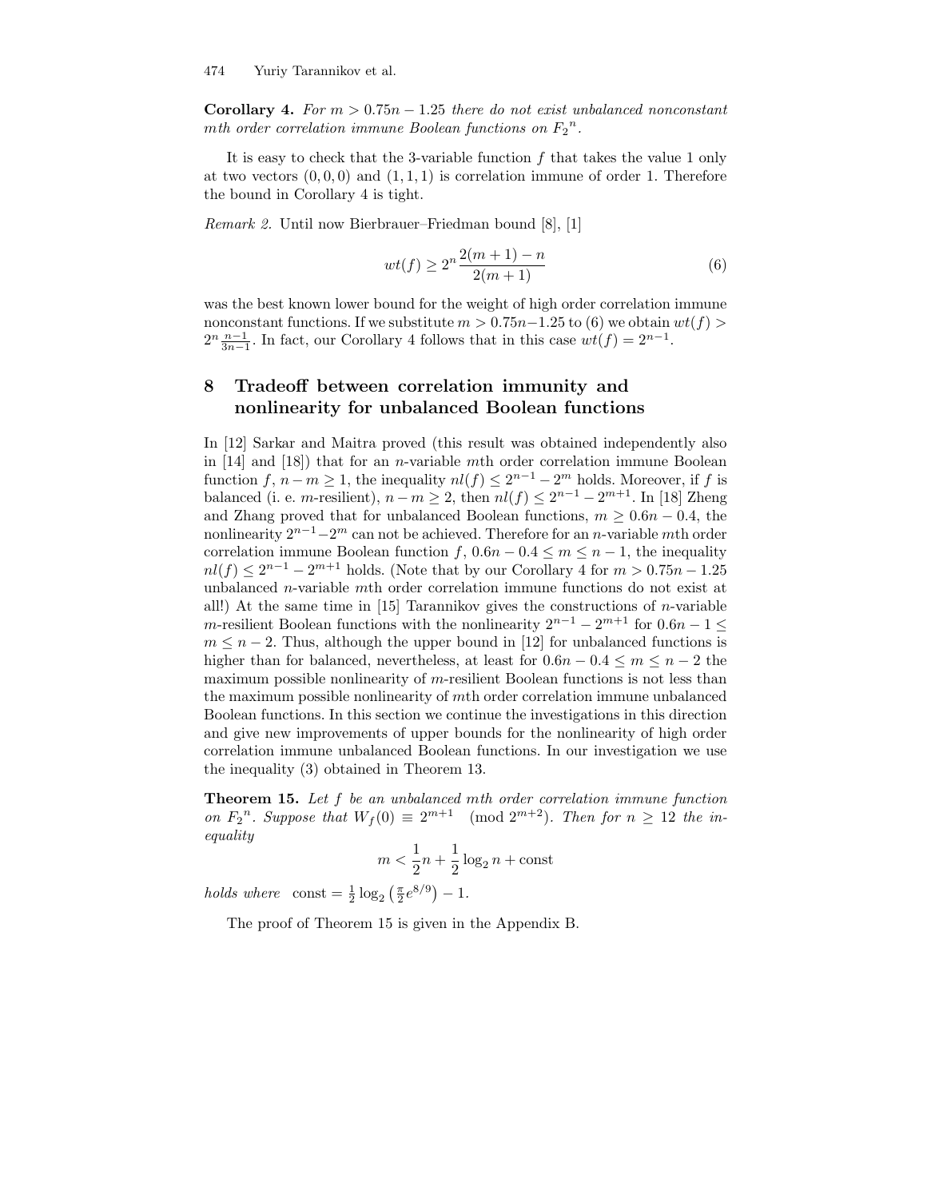**Corollary 4.** *For $m > 0.75n - 1.25$ there do not exist unbalanced nonconstant $m$th order correlation immune Boolean functions on ${F_2}^n$.*

It is easy to check that the 3-variable function $f$ that takes the value 1 only at two vectors $(0,0,0)$ and $(1,1,1)$ is correlation immune of order 1. Therefore the bound in Corollary 4 is tight.

*Remark 2.* Until now Bierbrauer–Friedman bound [8], [1]

$$wt(f) \geq 2^n \frac{2(m+1) - n}{2(m+1)} \tag{6}$$

was the best known lower bound for the weight of high order correlation immune nonconstant functions. If we substitute $m > 0.75n - 1.25$ to (6) we obtain $wt(f) > 2^n \frac{n-1}{3n-1}$. In fact, our Corollary 4 follows that in this case $wt(f) = 2^{n-1}$.

## 8 Tradeoff between correlation immunity and nonlinearity for unbalanced Boolean functions

In [12] Sarkar and Maitra proved (this result was obtained independently also in [14] and [18]) that for an $n$-variable $m$th order correlation immune Boolean function $f$, $n - m \geq 1$, the inequality $nl(f) \leq 2^{n-1} - 2^m$ holds. Moreover, if $f$ is balanced (i. e. $m$-resilient), $n - m \geq 2$, then $nl(f) \leq 2^{n-1} - 2^{m+1}$. In [18] Zheng and Zhang proved that for unbalanced Boolean functions, $m \geq 0.6n - 0.4$, the nonlinearity $2^{n-1} - 2^m$ can not be achieved. Therefore for an $n$-variable $m$th order correlation immune Boolean function $f$, $0.6n - 0.4 \leq m \leq n - 1$, the inequality $nl(f) \leq 2^{n-1} - 2^{m+1}$ holds. (Note that by our Corollary 4 for $m > 0.75n - 1.25$ unbalanced $n$-variable $m$th order correlation immune functions do not exist at all!) At the same time in [15] Tarannikov gives the constructions of $n$-variable $m$-resilient Boolean functions with the nonlinearity $2^{n-1} - 2^{m+1}$ for $0.6n - 1 \leq m \leq n - 2$. Thus, although the upper bound in [12] for unbalanced functions is higher than for balanced, nevertheless, at least for $0.6n - 0.4 \leq m \leq n - 2$ the maximum possible nonlinearity of $m$-resilient Boolean functions is not less than the maximum possible nonlinearity of $m$th order correlation immune unbalanced Boolean functions. In this section we continue the investigations in this direction and give new improvements of upper bounds for the nonlinearity of high order correlation immune unbalanced Boolean functions. In our investigation we use the inequality (3) obtained in Theorem 13.

**Theorem 15.** *Let $f$ be an unbalanced $m$th order correlation immune function on ${F_2}^n$. Suppose that $W_f(0) \equiv 2^{m+1} \pmod{2^{m+2}}$. Then for $n \geq 12$ the inequality*

$$m < \frac{1}{2}n + \frac{1}{2}\log_2 n + \text{const}$$

*holds where* $\text{const} = \frac{1}{2}\log_2\left(\frac{\pi}{2}e^{8/9}\right) - 1$.

The proof of Theorem 15 is given in the Appendix B.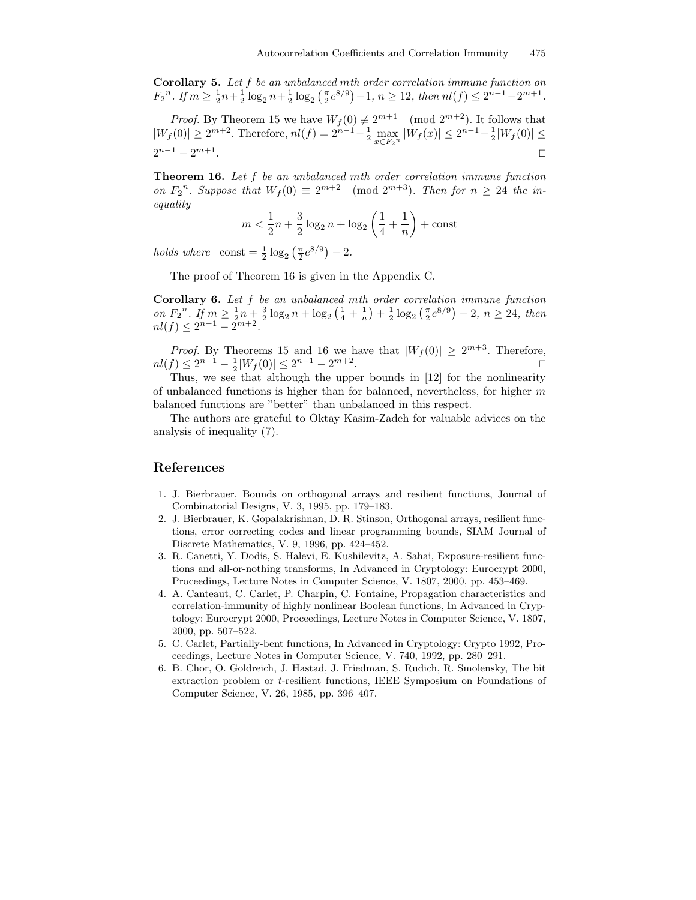**Corollary 5.** *Let $f$ be an unbalanced mth order correlation immune function on ${F_2}^n$. If $m \geq \frac{1}{2}n + \frac{1}{2}\log_2 n + \frac{1}{2}\log_2\left(\frac{\pi}{2}e^{8/9}\right) - 1$, $n \geq 12$, then $nl(f) \leq 2^{n-1} - 2^{m+1}$.*

*Proof.* By Theorem 15 we have $W_f(0) \not\equiv 2^{m+1} \pmod{2^{m+2}}$. It follows that $|W_f(0)| \geq 2^{m+2}$. Therefore, $nl(f) = 2^{n-1} - \frac{1}{2}\max_{x \in {F_2}^n} |W_f(x)| \leq 2^{n-1} - \frac{1}{2}|W_f(0)| \leq 2^{n-1} - 2^{m+1}$. □

**Theorem 16.** *Let $f$ be an unbalanced mth order correlation immune function on ${F_2}^n$. Suppose that $W_f(0) \equiv 2^{m+2} \pmod{2^{m+3}}$. Then for $n \geq 24$ the inequality*

$$m < \frac{1}{2}n + \frac{3}{2}\log_2 n + \log_2\left(\frac{1}{4} + \frac{1}{n}\right) + \text{const}$$

*holds where* $\text{const} = \frac{1}{2}\log_2\left(\frac{\pi}{2}e^{8/9}\right) - 2$.

The proof of Theorem 16 is given in the Appendix C.

**Corollary 6.** *Let $f$ be an unbalanced mth order correlation immune function on ${F_2}^n$. If $m \geq \frac{1}{2}n + \frac{3}{2}\log_2 n + \log_2\left(\frac{1}{4} + \frac{1}{n}\right) + \frac{1}{2}\log_2\left(\frac{\pi}{2}e^{8/9}\right) - 2$, $n \geq 24$, then $nl(f) \leq 2^{n-1} - 2^{m+2}$.*

*Proof.* By Theorems 15 and 16 we have that $|W_f(0)| \geq 2^{m+3}$. Therefore, $nl(f) \leq 2^{n-1} - \frac{1}{2}|W_f(0)| \leq 2^{n-1} - 2^{m+2}$. □

Thus, we see that although the upper bounds in [12] for the nonlinearity of unbalanced functions is higher than for balanced, nevertheless, for higher $m$ balanced functions are "better" than unbalanced in this respect.

The authors are grateful to Oktay Kasim-Zadeh for valuable advices on the analysis of inequality (7).

## References

1. J. Bierbrauer, Bounds on orthogonal arrays and resilient functions, Journal of Combinatorial Designs, V. 3, 1995, pp. 179–183.
2. J. Bierbrauer, K. Gopalakrishnan, D. R. Stinson, Orthogonal arrays, resilient functions, error correcting codes and linear programming bounds, SIAM Journal of Discrete Mathematics, V. 9, 1996, pp. 424–452.
3. R. Canetti, Y. Dodis, S. Halevi, E. Kushilevitz, A. Sahai, Exposure-resilient functions and all-or-nothing transforms, In Advanced in Cryptology: Eurocrypt 2000, Proceedings, Lecture Notes in Computer Science, V. 1807, 2000, pp. 453–469.
4. A. Canteaut, C. Carlet, P. Charpin, C. Fontaine, Propagation characteristics and correlation-immunity of highly nonlinear Boolean functions, In Advanced in Cryptology: Eurocrypt 2000, Proceedings, Lecture Notes in Computer Science, V. 1807, 2000, pp. 507–522.
5. C. Carlet, Partially-bent functions, In Advanced in Cryptology: Crypto 1992, Proceedings, Lecture Notes in Computer Science, V. 740, 1992, pp. 280–291.
6. B. Chor, O. Goldreich, J. Hastad, J. Friedman, S. Rudich, R. Smolensky, The bit extraction problem or $t$-resilient functions, IEEE Symposium on Foundations of Computer Science, V. 26, 1985, pp. 396–407.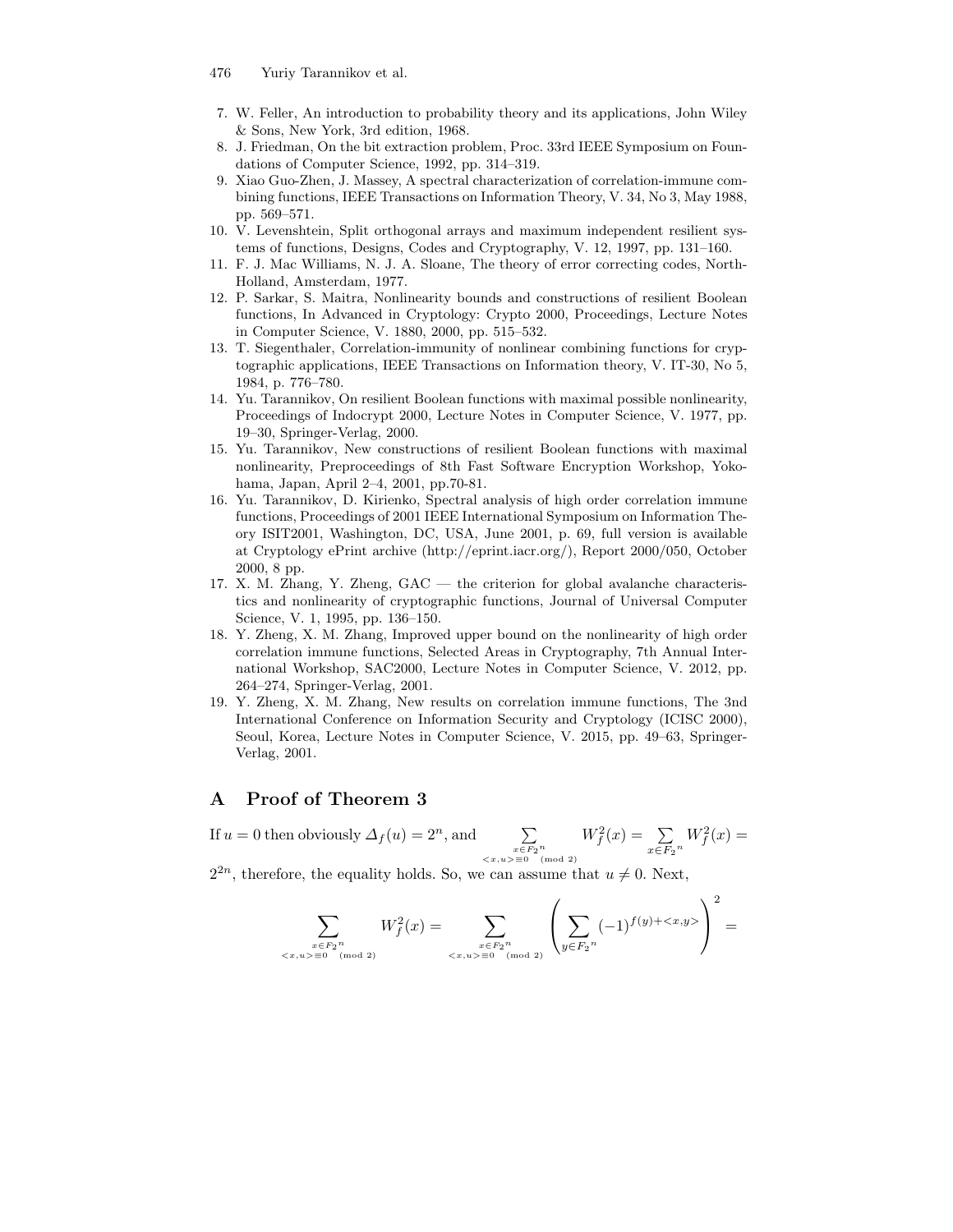7. W. Feller, An introduction to probability theory and its applications, John Wiley & Sons, New York, 3rd edition, 1968.
8. J. Friedman, On the bit extraction problem, Proc. 33rd IEEE Symposium on Foundations of Computer Science, 1992, pp. 314–319.
9. Xiao Guo-Zhen, J. Massey, A spectral characterization of correlation-immune combining functions, IEEE Transactions on Information Theory, V. 34, No 3, May 1988, pp. 569–571.
10. V. Levenshtein, Split orthogonal arrays and maximum independent resilient systems of functions, Designs, Codes and Cryptography, V. 12, 1997, pp. 131–160.
11. F. J. Mac Williams, N. J. A. Sloane, The theory of error correcting codes, North-Holland, Amsterdam, 1977.
12. P. Sarkar, S. Maitra, Nonlinearity bounds and constructions of resilient Boolean functions, In Advanced in Cryptology: Crypto 2000, Proceedings, Lecture Notes in Computer Science, V. 1880, 2000, pp. 515–532.
13. T. Siegenthaler, Correlation-immunity of nonlinear combining functions for cryptographic applications, IEEE Transactions on Information theory, V. IT-30, No 5, 1984, p. 776–780.
14. Yu. Tarannikov, On resilient Boolean functions with maximal possible nonlinearity, Proceedings of Indocrypt 2000, Lecture Notes in Computer Science, V. 1977, pp. 19–30, Springer-Verlag, 2000.
15. Yu. Tarannikov, New constructions of resilient Boolean functions with maximal nonlinearity, Preproceedings of 8th Fast Software Encryption Workshop, Yokohama, Japan, April 2–4, 2001, pp.70-81.
16. Yu. Tarannikov, D. Kirienko, Spectral analysis of high order correlation immune functions, Proceedings of 2001 IEEE International Symposium on Information Theory ISIT2001, Washington, DC, USA, June 2001, p. 69, full version is available at Cryptology ePrint archive (http://eprint.iacr.org/), Report 2000/050, October 2000, 8 pp.
17. X. M. Zhang, Y. Zheng, GAC — the criterion for global avalanche characteristics and nonlinearity of cryptographic functions, Journal of Universal Computer Science, V. 1, 1995, pp. 136–150.
18. Y. Zheng, X. M. Zhang, Improved upper bound on the nonlinearity of high order correlation immune functions, Selected Areas in Cryptography, 7th Annual International Workshop, SAC2000, Lecture Notes in Computer Science, V. 2012, pp. 264–274, Springer-Verlag, 2001.
19. Y. Zheng, X. M. Zhang, New results on correlation immune functions, The 3nd International Conference on Information Security and Cryptology (ICISC 2000), Seoul, Korea, Lecture Notes in Computer Science, V. 2015, pp. 49–63, Springer-Verlag, 2001.

## A Proof of Theorem 3

If $u = 0$ then obviously $\Delta_f(u) = 2^n$, and $\sum\limits_{\substack{x \in {F_2}^n \\ <x,u> \equiv 0 \pmod 2}} W_f^2(x) = \sum\limits_{x \in {F_2}^n} W_f^2(x) = 2^{2n}$, therefore, the equality holds. So, we can assume that $u \neq 0$. Next,

$$\sum_{\substack{x \in {F_2}^n \\ <x,u> \equiv 0 \pmod 2}} W_f^2(x) = \sum_{\substack{x \in {F_2}^n \\ <x,u> \equiv 0 \pmod 2}} \left( \sum_{y \in {F_2}^n} (-1)^{f(y)+<x,y>} \right)^2 =$$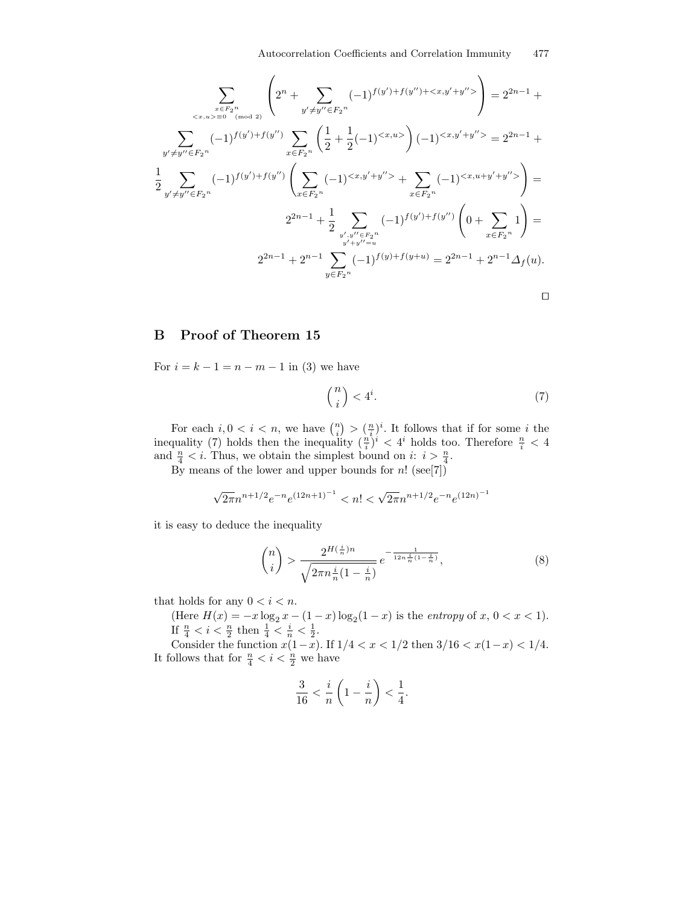$$\sum_{\substack{x\in F_2{}^n \\ <x,u>\equiv 0 \pmod 2}} \left( 2^n + \sum_{y'\neq y''\in F_2{}^n} (-1)^{f(y')+f(y'')+<x,y'+y''>} \right) = 2^{2n-1} +$$

$$\sum_{y'\neq y''\in F_2{}^n} (-1)^{f(y')+f(y'')} \sum_{x\in F_2{}^n} \left( \frac{1}{2} + \frac{1}{2}(-1)^{<x,u>} \right) (-1)^{<x,y'+y''>} = 2^{2n-1} +$$

$$\frac{1}{2} \sum_{y'\neq y''\in F_2{}^n} (-1)^{f(y')+f(y'')} \left( \sum_{x\in F_2{}^n} (-1)^{<x,y'+y''>} + \sum_{x\in F_2{}^n} (-1)^{<x,u+y'+y''>} \right) =$$

$$2^{2n-1} + \frac{1}{2} \sum_{\substack{y',y''\in F_2{}^n \\ y'+y''=u}} (-1)^{f(y')+f(y'')} \left( 0 + \sum_{x\in F_2{}^n} 1 \right) =$$

$$2^{2n-1} + 2^{n-1} \sum_{y\in F_2{}^n} (-1)^{f(y)+f(y+u)} = 2^{2n-1} + 2^{n-1}\Delta_f(u).$$

□

## B Proof of Theorem 15

For $i = k-1 = n-m-1$ in (3) we have

$$\binom{n}{i} < 4^i. \tag{7}$$

For each $i, 0 < i < n$, we have $\binom{n}{i} > (\frac{n}{i})^i$. It follows that if for some $i$ the inequality (7) holds then the inequality $(\frac{n}{i})^i < 4^i$ holds too. Therefore $\frac{n}{i} < 4$ and $\frac{n}{4} < i$. Thus, we obtain the simplest bound on $i$: $i > \frac{n}{4}$.

By means of the lower and upper bounds for $n!$ (see[7])

$$\sqrt{2\pi} n^{n+1/2} e^{-n} e^{(12n+1)^{-1}} < n! < \sqrt{2\pi} n^{n+1/2} e^{-n} e^{(12n)^{-1}}$$

it is easy to deduce the inequality

$$\binom{n}{i} > \frac{2^{H(\frac{i}{n})n}}{\sqrt{2\pi n \frac{i}{n}(1-\frac{i}{n})}} e^{-\frac{1}{12n\frac{i}{n}(1-\frac{i}{n})}}, \tag{8}$$

that holds for any $0 < i < n$.

(Here $H(x) = -x\log_2 x - (1-x)\log_2(1-x)$ is the *entropy* of $x$, $0 < x < 1$). If $\frac{n}{4} < i < \frac{n}{2}$ then $\frac{1}{4} < \frac{i}{n} < \frac{1}{2}$.

Consider the function $x(1-x)$. If $1/4 < x < 1/2$ then $3/16 < x(1-x) < 1/4$. It follows that for $\frac{n}{4} < i < \frac{n}{2}$ we have

$$\frac{3}{16} < \frac{i}{n}\left(1 - \frac{i}{n}\right) < \frac{1}{4}.$$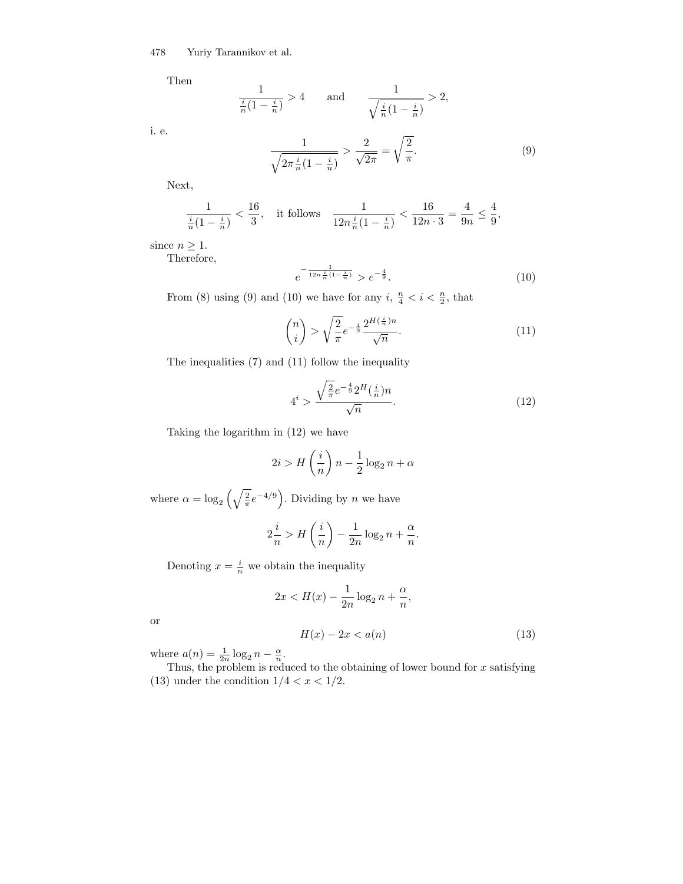Then

$$\frac{1}{\frac{i}{n}(1-\frac{i}{n})} > 4 \qquad \text{and} \qquad \frac{1}{\sqrt{\frac{i}{n}(1-\frac{i}{n})}} > 2,$$

i. e.

$$\frac{1}{\sqrt{2\pi\frac{i}{n}(1-\frac{i}{n})}} > \frac{2}{\sqrt{2\pi}} = \sqrt{\frac{2}{\pi}}. \tag{9}$$

Next,

$$\frac{1}{\frac{i}{n}(1-\frac{i}{n})} < \frac{16}{3}, \quad \text{it follows} \quad \frac{1}{12n\frac{i}{n}(1-\frac{i}{n})} < \frac{16}{12n \cdot 3} = \frac{4}{9n} \leq \frac{4}{9},$$

since $n \geq 1$.

Therefore,

$$e^{-\frac{1}{12n\frac{i}{n}(1-\frac{i}{n})}} > e^{-\frac{4}{9}}. \tag{10}$$

From (8) using (9) and (10) we have for any $i$, $\frac{n}{4} < i < \frac{n}{2}$, that

$$\binom{n}{i} > \sqrt{\frac{2}{\pi}} e^{-\frac{4}{9}} \frac{2^{H(\frac{i}{n})n}}{\sqrt{n}}. \tag{11}$$

The inequalities (7) and (11) follow the inequality

$$4^i > \frac{\sqrt{\frac{2}{\pi}} e^{-\frac{4}{9}} 2^{H(\frac{i}{n})n}}{\sqrt{n}}. \tag{12}$$

Taking the logarithm in (12) we have

$$2i > H\left(\frac{i}{n}\right)n - \frac{1}{2}\log_2 n + \alpha$$

where $\alpha = \log_2\left(\sqrt{\frac{2}{\pi}} e^{-4/9}\right)$. Dividing by $n$ we have

$$2\frac{i}{n} > H\left(\frac{i}{n}\right) - \frac{1}{2n}\log_2 n + \frac{\alpha}{n}.$$

Denoting $x = \frac{i}{n}$ we obtain the inequality

$$2x < H(x) - \frac{1}{2n}\log_2 n + \frac{\alpha}{n},$$

or

$$H(x) - 2x < a(n) \tag{13}$$

where $a(n) = \frac{1}{2n}\log_2 n - \frac{\alpha}{n}$.

Thus, the problem is reduced to the obtaining of lower bound for $x$ satisfying (13) under the condition $1/4 < x < 1/2$.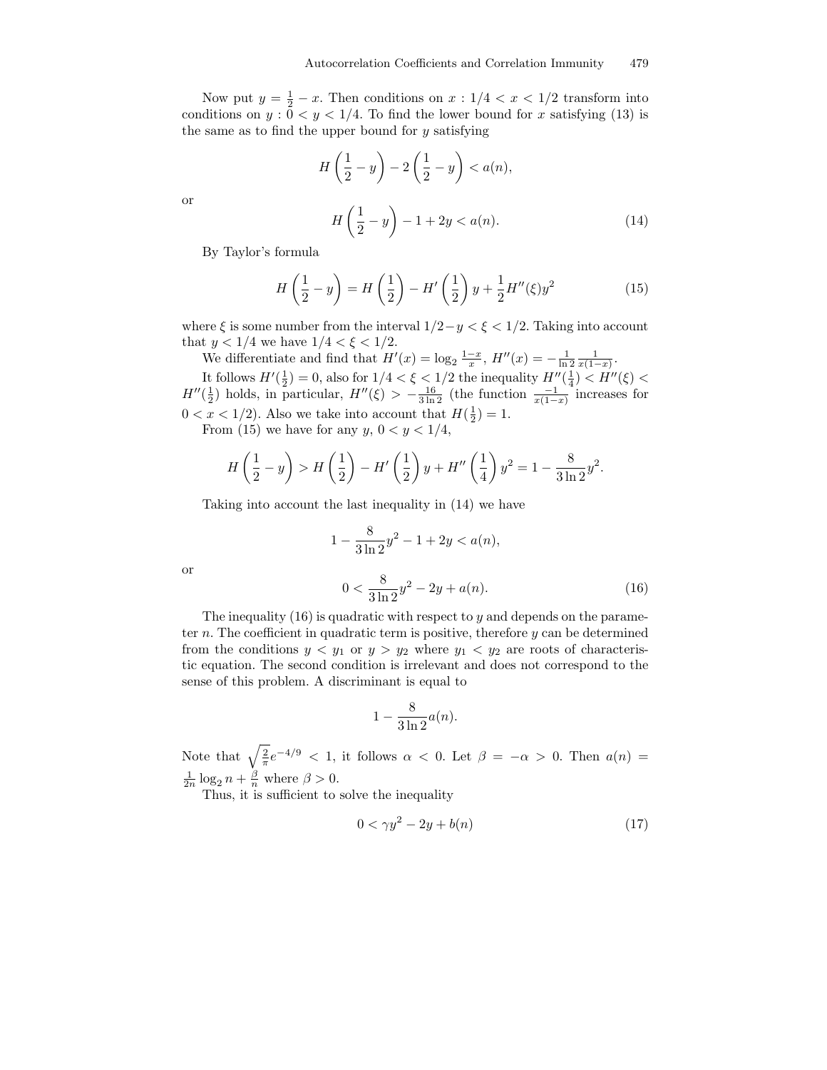Now put $y = \frac{1}{2} - x$. Then conditions on $x : 1/4 < x < 1/2$ transform into conditions on $y : 0 < y < 1/4$. To find the lower bound for $x$ satisfying (13) is the same as to find the upper bound for $y$ satisfying

$$H\left(\frac{1}{2} - y\right) - 2\left(\frac{1}{2} - y\right) < a(n),$$

or

$$H\left(\frac{1}{2} - y\right) - 1 + 2y < a(n). \tag{14}$$

By Taylor's formula

$$H\left(\frac{1}{2} - y\right) = H\left(\frac{1}{2}\right) - H'\left(\frac{1}{2}\right)y + \frac{1}{2}H''(\xi)y^2 \tag{15}$$

where $\xi$ is some number from the interval $1/2 - y < \xi < 1/2$. Taking into account that $y < 1/4$ we have $1/4 < \xi < 1/2$.

We differentiate and find that $H'(x) = \log_2 \frac{1-x}{x}$, $H''(x) = -\frac{1}{\ln 2}\frac{1}{x(1-x)}$.

It follows $H'(\frac{1}{2}) = 0$, also for $1/4 < \xi < 1/2$ the inequality $H''(\frac{1}{4}) < H''(\xi) < H''(\frac{1}{2})$ holds, in particular, $H''(\xi) > -\frac{16}{3\ln 2}$ (the function $\frac{-1}{x(1-x)}$ increases for $0 < x < 1/2$). Also we take into account that $H(\frac{1}{2}) = 1$.

From (15) we have for any $y$, $0 < y < 1/4$,

$$H\left(\frac{1}{2} - y\right) > H\left(\frac{1}{2}\right) - H'\left(\frac{1}{2}\right)y + H''\left(\frac{1}{4}\right)y^2 = 1 - \frac{8}{3\ln 2}y^2.$$

Taking into account the last inequality in (14) we have

$$1 - \frac{8}{3\ln 2}y^2 - 1 + 2y < a(n),$$

or

$$0 < \frac{8}{3\ln 2}y^2 - 2y + a(n). \tag{16}$$

The inequality (16) is quadratic with respect to $y$ and depends on the parameter $n$. The coefficient in quadratic term is positive, therefore $y$ can be determined from the conditions $y < y_1$ or $y > y_2$ where $y_1 < y_2$ are roots of characteristic equation. The second condition is irrelevant and does not correspond to the sense of this problem. A discriminant is equal to

$$1 - \frac{8}{3\ln 2}a(n).$$

Note that $\sqrt{\frac{2}{\pi}}e^{-4/9} < 1$, it follows $\alpha < 0$. Let $\beta = -\alpha > 0$. Then $a(n) = \frac{1}{2n}\log_2 n + \frac{\beta}{n}$ where $\beta > 0$.

Thus, it is sufficient to solve the inequality

$$0 < \gamma y^2 - 2y + b(n) \tag{17}$$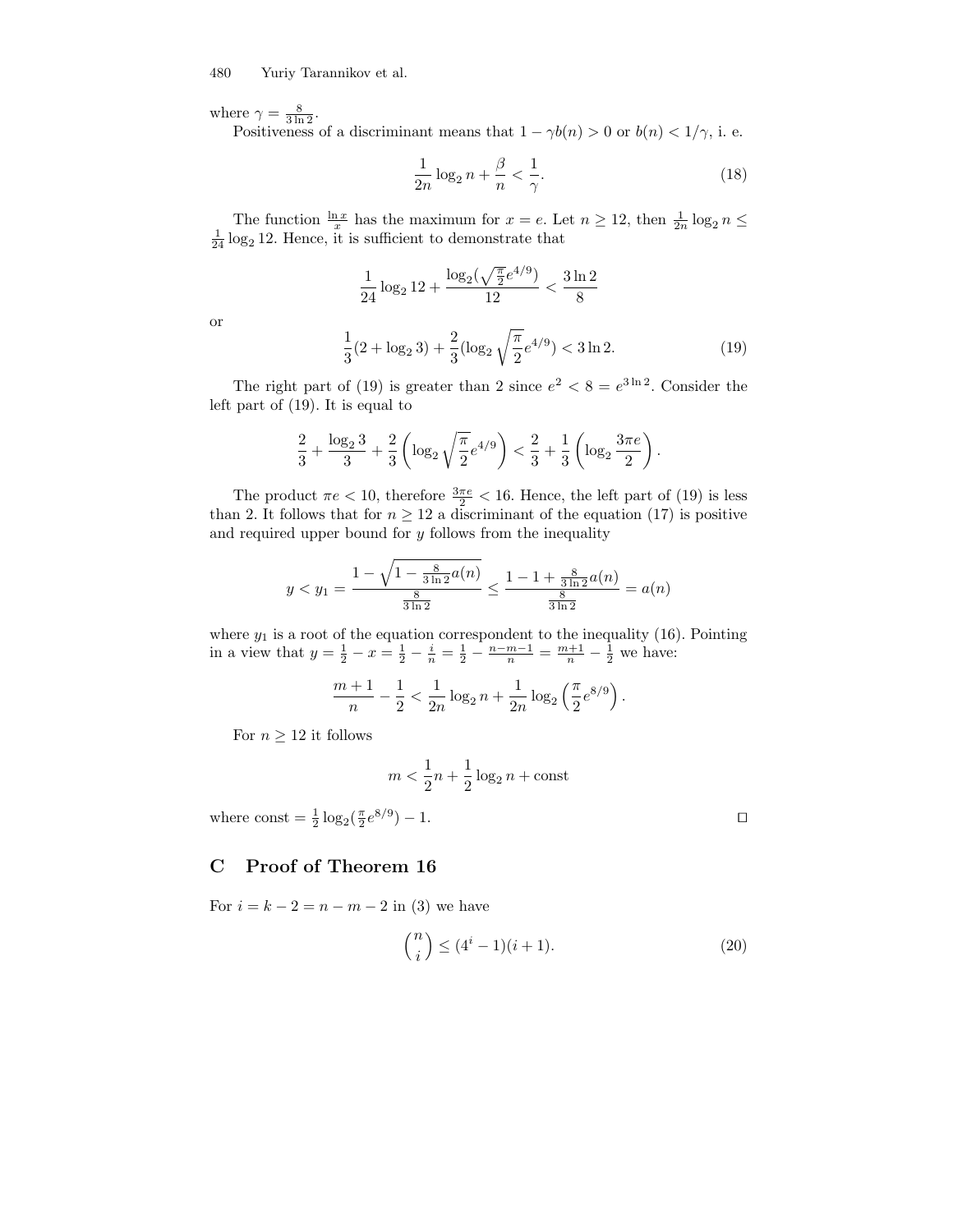where $\gamma = \frac{8}{3\ln 2}$.

Positiveness of a discriminant means that $1 - \gamma b(n) > 0$ or $b(n) < 1/\gamma$, i. e.

$$\frac{1}{2n}\log_2 n + \frac{\beta}{n} < \frac{1}{\gamma}. \tag{18}$$

The function $\frac{\ln x}{x}$ has the maximum for $x = e$. Let $n \geq 12$, then $\frac{1}{2n}\log_2 n \leq \frac{1}{24}\log_2 12$. Hence, it is sufficient to demonstrate that

$$\frac{1}{24}\log_2 12 + \frac{\log_2(\sqrt{\frac{\pi}{2}}e^{4/9})}{12} < \frac{3\ln 2}{8}$$

or

$$\frac{1}{3}(2 + \log_2 3) + \frac{2}{3}(\log_2 \sqrt{\frac{\pi}{2}}e^{4/9}) < 3\ln 2. \tag{19}$$

The right part of (19) is greater than 2 since $e^2 < 8 = e^{3\ln 2}$. Consider the left part of (19). It is equal to

$$\frac{2}{3} + \frac{\log_2 3}{3} + \frac{2}{3}\left(\log_2 \sqrt{\frac{\pi}{2}}e^{4/9}\right) < \frac{2}{3} + \frac{1}{3}\left(\log_2 \frac{3\pi e}{2}\right).$$

The product $\pi e < 10$, therefore $\frac{3\pi e}{2} < 16$. Hence, the left part of (19) is less than 2. It follows that for $n \geq 12$ a discriminant of the equation (17) is positive and required upper bound for $y$ follows from the inequality

$$y < y_1 = \frac{1 - \sqrt{1 - \frac{8}{3\ln 2}a(n)}}{\frac{8}{3\ln 2}} \leq \frac{1 - 1 + \frac{8}{3\ln 2}a(n)}{\frac{8}{3\ln 2}} = a(n)$$

where $y_1$ is a root of the equation correspondent to the inequality (16). Pointing in a view that $y = \frac{1}{2} - x = \frac{1}{2} - \frac{i}{n} = \frac{1}{2} - \frac{n-m-1}{n} = \frac{m+1}{n} - \frac{1}{2}$ we have:

$$\frac{m+1}{n} - \frac{1}{2} < \frac{1}{2n}\log_2 n + \frac{1}{2n}\log_2\left(\frac{\pi}{2}e^{8/9}\right).$$

For $n \geq 12$ it follows

$$m < \frac{1}{2}n + \frac{1}{2}\log_2 n + \text{const}$$

where const $= \frac{1}{2}\log_2(\frac{\pi}{2}e^{8/9}) - 1$. □

## C Proof of Theorem 16

For $i = k - 2 = n - m - 2$ in (3) we have

$$\binom{n}{i} \leq (4^i - 1)(i + 1). \tag{20}$$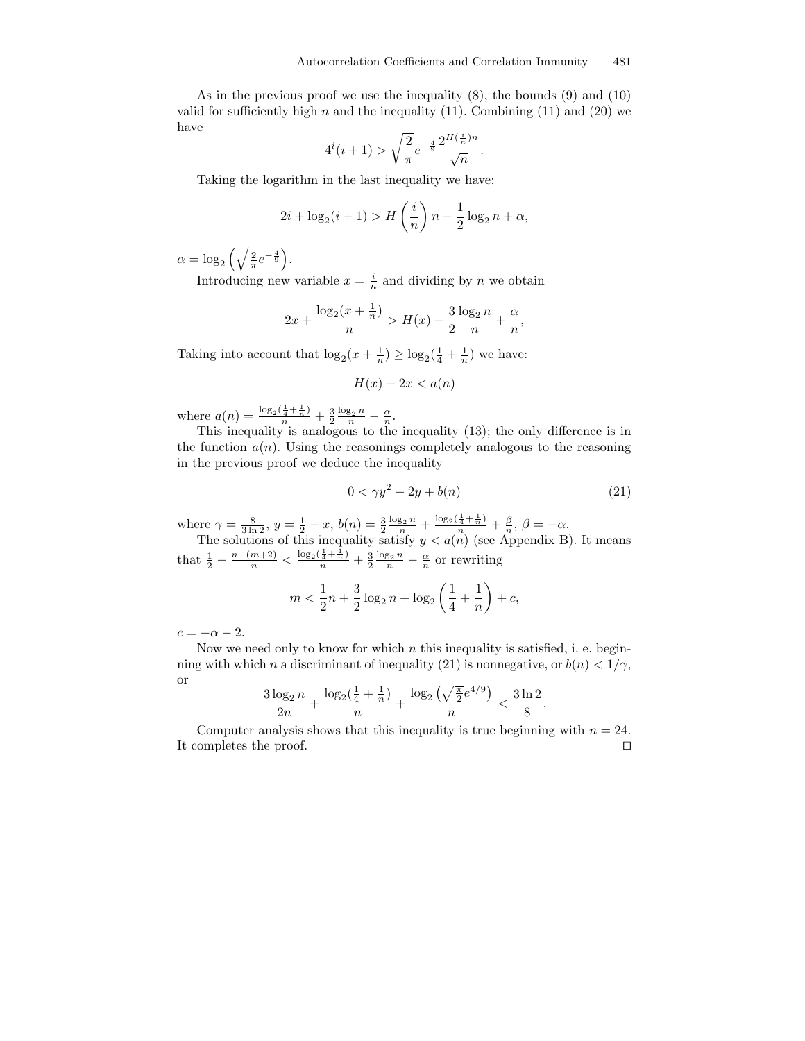As in the previous proof we use the inequality (8), the bounds (9) and (10) valid for sufficiently high $n$ and the inequality (11). Combining (11) and (20) we have

$$4^i(i+1) > \sqrt{\frac{2}{\pi}} e^{-\frac{4}{9}} \frac{2^{H(\frac{i}{n})n}}{\sqrt{n}}.$$

Taking the logarithm in the last inequality we have:

$$2i + \log_2(i+1) > H\left(\frac{i}{n}\right) n - \frac{1}{2}\log_2 n + \alpha,$$

$\alpha = \log_2\left(\sqrt{\frac{2}{\pi}} e^{-\frac{4}{9}}\right)$.

Introducing new variable $x = \frac{i}{n}$ and dividing by $n$ we obtain

$$2x + \frac{\log_2(x + \frac{1}{n})}{n} > H(x) - \frac{3}{2}\frac{\log_2 n}{n} + \frac{\alpha}{n},$$

Taking into account that $\log_2(x + \frac{1}{n}) \geq \log_2(\frac{1}{4} + \frac{1}{n})$ we have:

$$H(x) - 2x < a(n)$$

where $a(n) = \frac{\log_2(\frac{1}{4}+\frac{1}{n})}{n} + \frac{3}{2}\frac{\log_2 n}{n} - \frac{\alpha}{n}$.

This inequality is analogous to the inequality (13); the only difference is in the function $a(n)$. Using the reasonings completely analogous to the reasoning in the previous proof we deduce the inequality

$$0 < \gamma y^2 - 2y + b(n) \tag{21}$$

where $\gamma = \frac{8}{3\ln 2}$, $y = \frac{1}{2} - x$, $b(n) = \frac{3}{2}\frac{\log_2 n}{n} + \frac{\log_2(\frac{1}{4}+\frac{1}{n})}{n} + \frac{\beta}{n}$, $\beta = -\alpha$.

The solutions of this inequality satisfy $y < a(n)$ (see Appendix B). It means that $\frac{1}{2} - \frac{n-(m+2)}{n} < \frac{\log_2(\frac{1}{4}+\frac{1}{n})}{n} + \frac{3}{2}\frac{\log_2 n}{n} - \frac{\alpha}{n}$ or rewriting

$$m < \frac{1}{2}n + \frac{3}{2}\log_2 n + \log_2\left(\frac{1}{4} + \frac{1}{n}\right) + c,$$

$c = -\alpha - 2$.

Now we need only to know for which $n$ this inequality is satisfied, i. e. beginning with which $n$ a discriminant of inequality (21) is nonnegative, or $b(n) < 1/\gamma$, or

$$\frac{3\log_2 n}{2n} + \frac{\log_2(\frac{1}{4} + \frac{1}{n})}{n} + \frac{\log_2\left(\sqrt{\frac{\pi}{2}} e^{4/9}\right)}{n} < \frac{3\ln 2}{8}.$$

Computer analysis shows that this inequality is true beginning with $n = 24$. It completes the proof. □